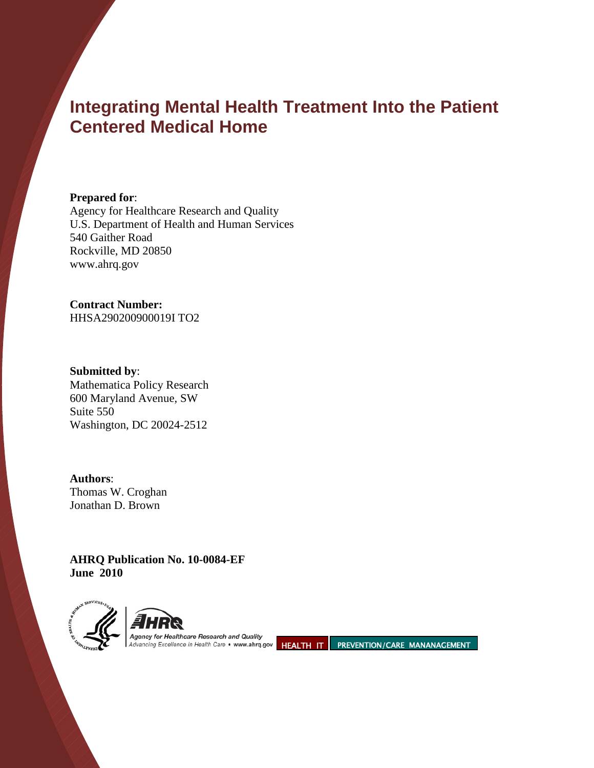# Integrating Mental Health Treatment Into the Patient Centered Medical Home

**Prepared for**:
Agency for Healthcare Research and Quality
U.S. Department of Health and Human Services
540 Gaither Road
Rockville, MD 20850
www.ahrq.gov

**Contract Number:**
HHSA290200900019I TO2

**Submitted by**:
Mathematica Policy Research
600 Maryland Avenue, SW
Suite 550
Washington, DC 20024-2512

**Authors**:
Thomas W. Croghan
Jonathan D. Brown

**AHRQ Publication No. 10-0084-EF**
**June 2010**

Agency for Healthcare Research and Quality
Advancing Excellence in Health Care • www.ahrq.gov

HEALTH IT | PREVENTION/CARE MANANAGEMENT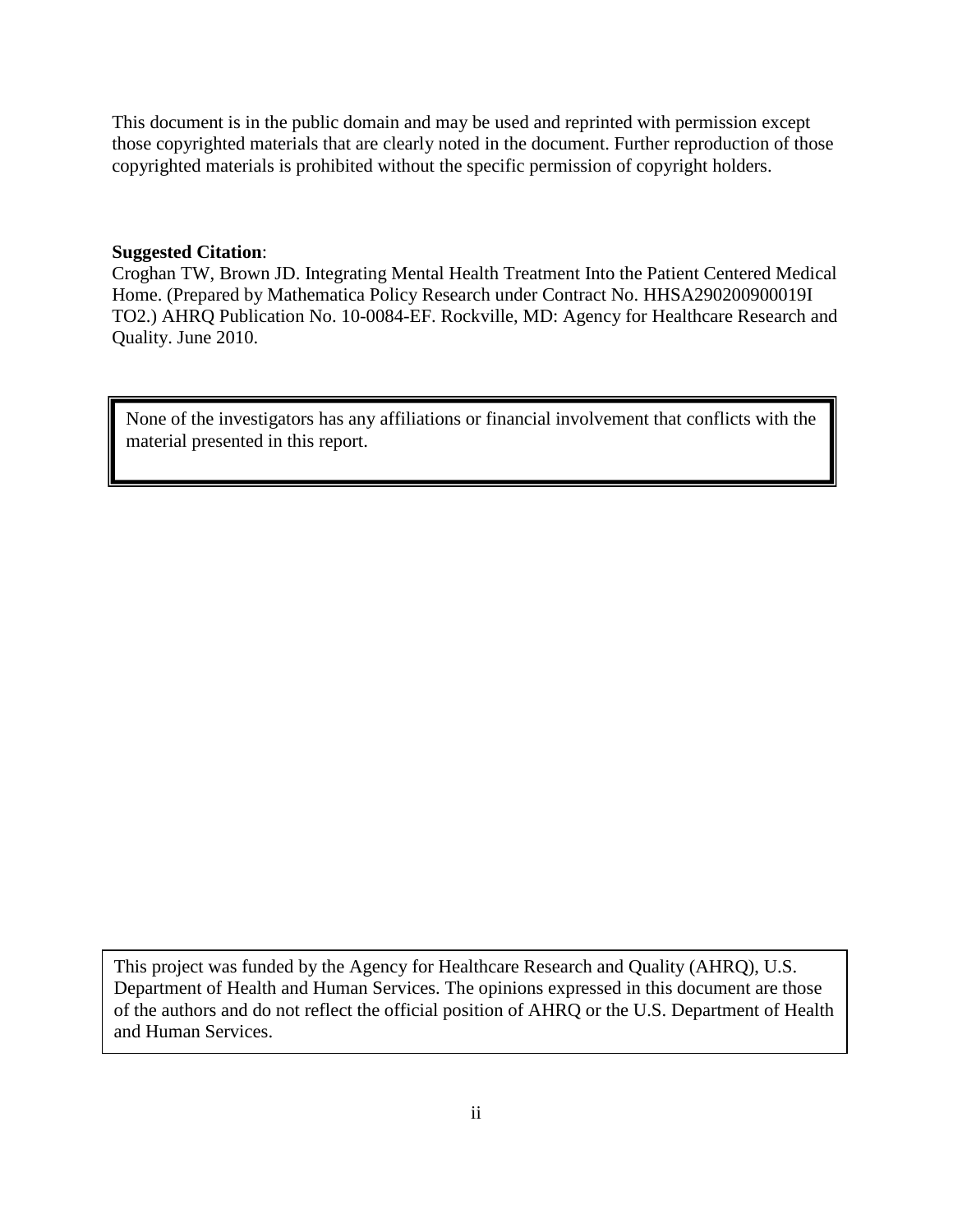This document is in the public domain and may be used and reprinted with permission except those copyrighted materials that are clearly noted in the document. Further reproduction of those copyrighted materials is prohibited without the specific permission of copyright holders.

**Suggested Citation**:
Croghan TW, Brown JD. Integrating Mental Health Treatment Into the Patient Centered Medical Home. (Prepared by Mathematica Policy Research under Contract No. HHSA290200900019I TO2.) AHRQ Publication No. 10-0084-EF. Rockville, MD: Agency for Healthcare Research and Quality. June 2010.

None of the investigators has any affiliations or financial involvement that conflicts with the material presented in this report.

This project was funded by the Agency for Healthcare Research and Quality (AHRQ), U.S. Department of Health and Human Services. The opinions expressed in this document are those of the authors and do not reflect the official position of AHRQ or the U.S. Department of Health and Human Services.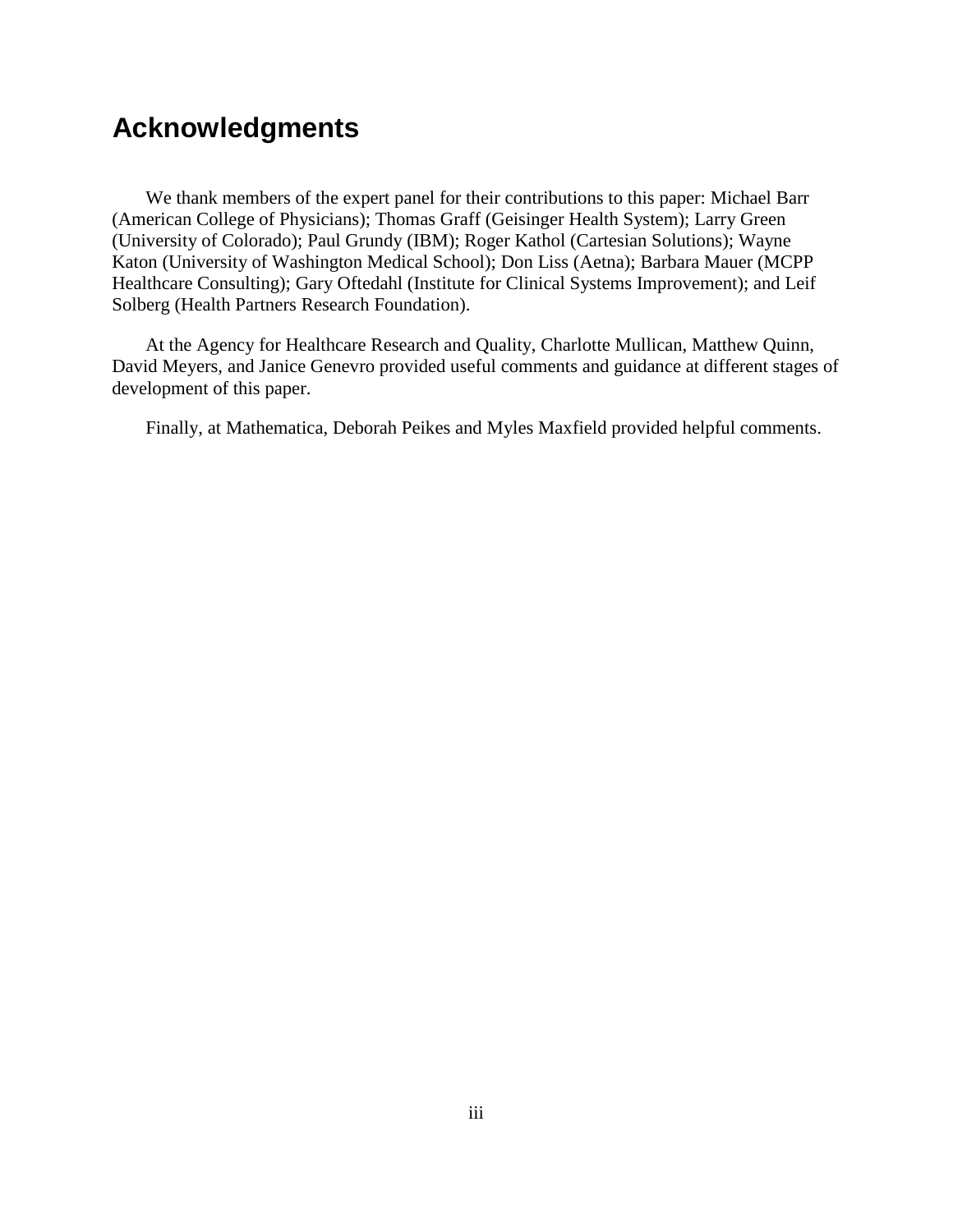# Acknowledgments

We thank members of the expert panel for their contributions to this paper: Michael Barr (American College of Physicians); Thomas Graff (Geisinger Health System); Larry Green (University of Colorado); Paul Grundy (IBM); Roger Kathol (Cartesian Solutions); Wayne Katon (University of Washington Medical School); Don Liss (Aetna); Barbara Mauer (MCPP Healthcare Consulting); Gary Oftedahl (Institute for Clinical Systems Improvement); and Leif Solberg (Health Partners Research Foundation).

At the Agency for Healthcare Research and Quality, Charlotte Mullican, Matthew Quinn, David Meyers, and Janice Genevro provided useful comments and guidance at different stages of development of this paper.

Finally, at Mathematica, Deborah Peikes and Myles Maxfield provided helpful comments.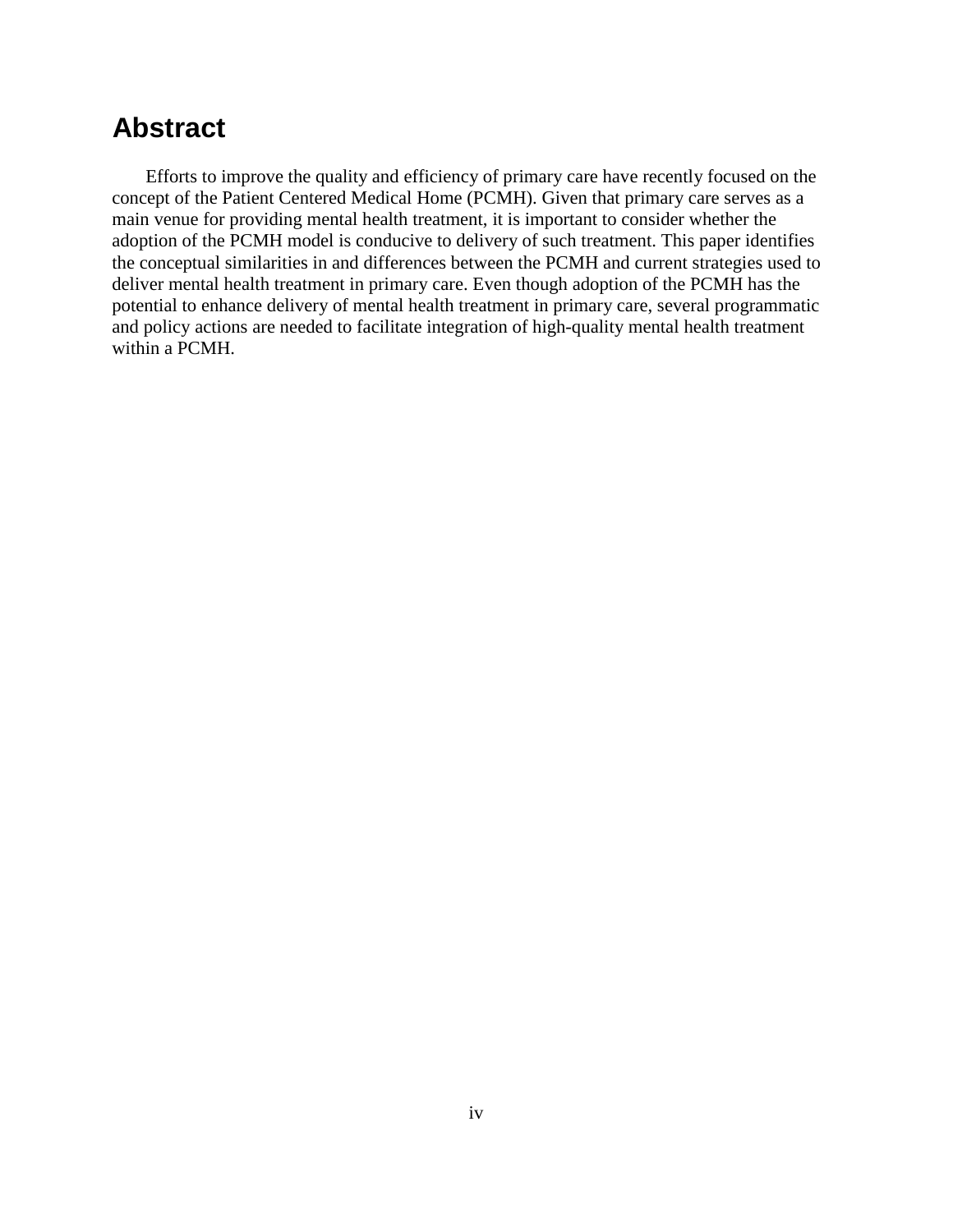# Abstract

Efforts to improve the quality and efficiency of primary care have recently focused on the concept of the Patient Centered Medical Home (PCMH). Given that primary care serves as a main venue for providing mental health treatment, it is important to consider whether the adoption of the PCMH model is conducive to delivery of such treatment. This paper identifies the conceptual similarities in and differences between the PCMH and current strategies used to deliver mental health treatment in primary care. Even though adoption of the PCMH has the potential to enhance delivery of mental health treatment in primary care, several programmatic and policy actions are needed to facilitate integration of high-quality mental health treatment within a PCMH.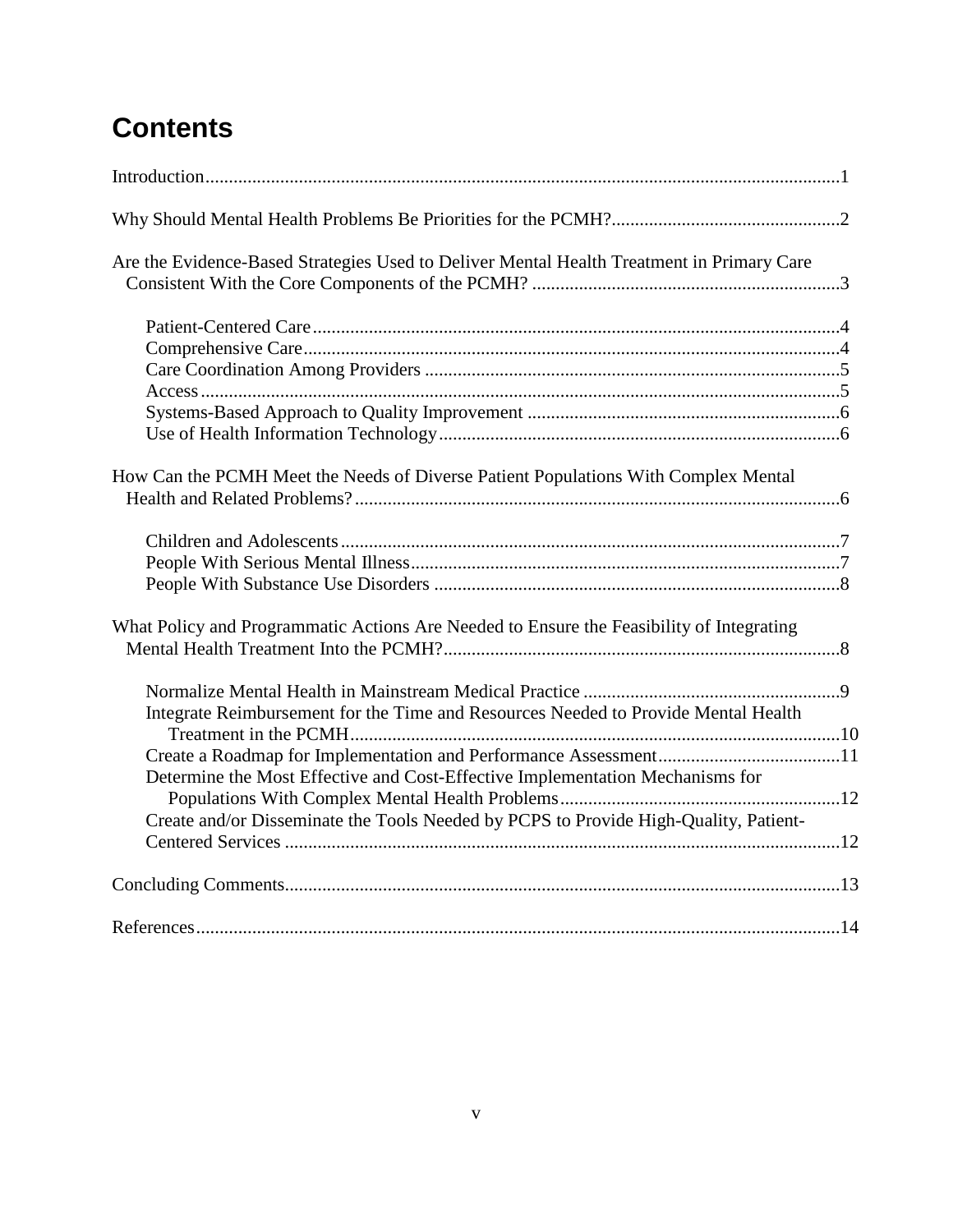# Contents

Introduction........................................................................................................................................1

Why Should Mental Health Problems Be Priorities for the PCMH?.................................................2

Are the Evidence-Based Strategies Used to Deliver Mental Health Treatment in Primary Care Consistent With the Core Components of the PCMH? ..................................................................3

- Patient-Centered Care................................................................................................................4
- Comprehensive Care..................................................................................................................4
- Care Coordination Among Providers ........................................................................................5
- Access........................................................................................................................................5
- Systems-Based Approach to Quality Improvement ...................................................................6
- Use of Health Information Technology.....................................................................................6

How Can the PCMH Meet the Needs of Diverse Patient Populations With Complex Mental Health and Related Problems?........................................................................................................6

- Children and Adolescents..........................................................................................................7
- People With Serious Mental Illness...........................................................................................7
- People With Substance Use Disorders ......................................................................................8

What Policy and Programmatic Actions Are Needed to Ensure the Feasibility of Integrating Mental Health Treatment Into the PCMH?.....................................................................................8

- Normalize Mental Health in Mainstream Medical Practice .......................................................9
- Integrate Reimbursement for the Time and Resources Needed to Provide Mental Health Treatment in the PCMH.........................................................................................................10
- Create a Roadmap for Implementation and Performance Assessment.......................................11
- Determine the Most Effective and Cost-Effective Implementation Mechanisms for Populations With Complex Mental Health Problems............................................................12
- Create and/or Disseminate the Tools Needed by PCPS to Provide High-Quality, Patient-Centered Services .......................................................................................................................12

Concluding Comments......................................................................................................................13

References..........................................................................................................................................14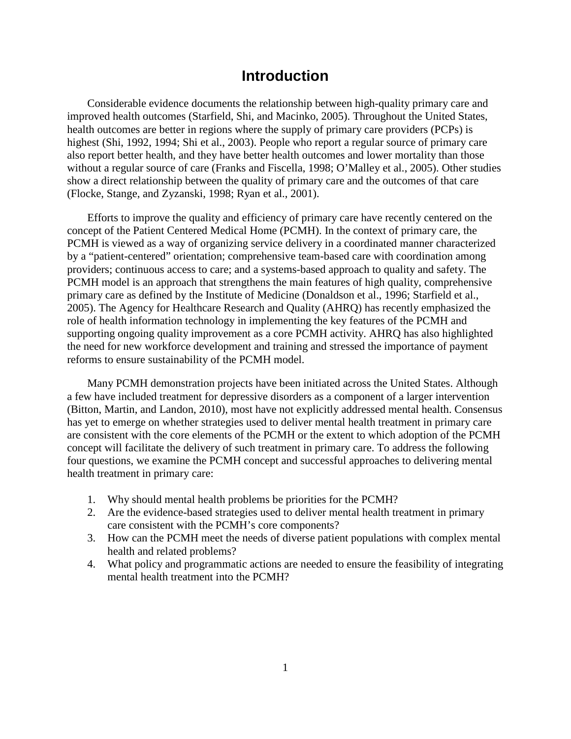# Introduction

Considerable evidence documents the relationship between high-quality primary care and improved health outcomes (Starfield, Shi, and Macinko, 2005). Throughout the United States, health outcomes are better in regions where the supply of primary care providers (PCPs) is highest (Shi, 1992, 1994; Shi et al., 2003). People who report a regular source of primary care also report better health, and they have better health outcomes and lower mortality than those without a regular source of care (Franks and Fiscella, 1998; O'Malley et al., 2005). Other studies show a direct relationship between the quality of primary care and the outcomes of that care (Flocke, Stange, and Zyzanski, 1998; Ryan et al., 2001).

Efforts to improve the quality and efficiency of primary care have recently centered on the concept of the Patient Centered Medical Home (PCMH). In the context of primary care, the PCMH is viewed as a way of organizing service delivery in a coordinated manner characterized by a "patient-centered" orientation; comprehensive team-based care with coordination among providers; continuous access to care; and a systems-based approach to quality and safety. The PCMH model is an approach that strengthens the main features of high quality, comprehensive primary care as defined by the Institute of Medicine (Donaldson et al., 1996; Starfield et al., 2005). The Agency for Healthcare Research and Quality (AHRQ) has recently emphasized the role of health information technology in implementing the key features of the PCMH and supporting ongoing quality improvement as a core PCMH activity. AHRQ has also highlighted the need for new workforce development and training and stressed the importance of payment reforms to ensure sustainability of the PCMH model.

Many PCMH demonstration projects have been initiated across the United States. Although a few have included treatment for depressive disorders as a component of a larger intervention (Bitton, Martin, and Landon, 2010), most have not explicitly addressed mental health. Consensus has yet to emerge on whether strategies used to deliver mental health treatment in primary care are consistent with the core elements of the PCMH or the extent to which adoption of the PCMH concept will facilitate the delivery of such treatment in primary care. To address the following four questions, we examine the PCMH concept and successful approaches to delivering mental health treatment in primary care:

1. Why should mental health problems be priorities for the PCMH?
2. Are the evidence-based strategies used to deliver mental health treatment in primary care consistent with the PCMH's core components?
3. How can the PCMH meet the needs of diverse patient populations with complex mental health and related problems?
4. What policy and programmatic actions are needed to ensure the feasibility of integrating mental health treatment into the PCMH?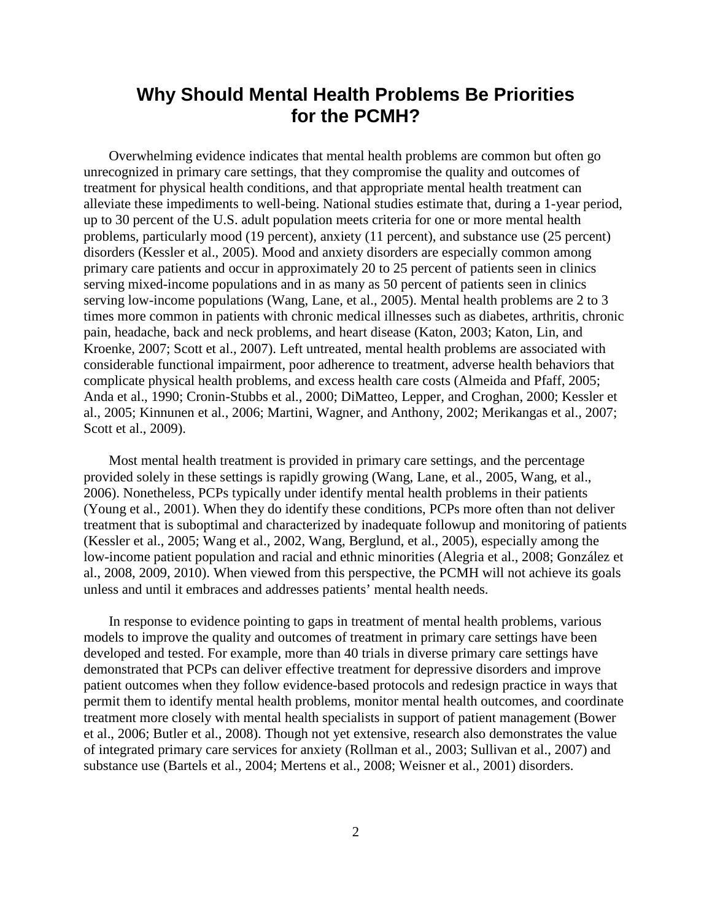# Why Should Mental Health Problems Be Priorities for the PCMH?

Overwhelming evidence indicates that mental health problems are common but often go unrecognized in primary care settings, that they compromise the quality and outcomes of treatment for physical health conditions, and that appropriate mental health treatment can alleviate these impediments to well-being. National studies estimate that, during a 1-year period, up to 30 percent of the U.S. adult population meets criteria for one or more mental health problems, particularly mood (19 percent), anxiety (11 percent), and substance use (25 percent) disorders (Kessler et al., 2005). Mood and anxiety disorders are especially common among primary care patients and occur in approximately 20 to 25 percent of patients seen in clinics serving mixed-income populations and in as many as 50 percent of patients seen in clinics serving low-income populations (Wang, Lane, et al., 2005). Mental health problems are 2 to 3 times more common in patients with chronic medical illnesses such as diabetes, arthritis, chronic pain, headache, back and neck problems, and heart disease (Katon, 2003; Katon, Lin, and Kroenke, 2007; Scott et al., 2007). Left untreated, mental health problems are associated with considerable functional impairment, poor adherence to treatment, adverse health behaviors that complicate physical health problems, and excess health care costs (Almeida and Pfaff, 2005; Anda et al., 1990; Cronin-Stubbs et al., 2000; DiMatteo, Lepper, and Croghan, 2000; Kessler et al., 2005; Kinnunen et al., 2006; Martini, Wagner, and Anthony, 2002; Merikangas et al., 2007; Scott et al., 2009).

Most mental health treatment is provided in primary care settings, and the percentage provided solely in these settings is rapidly growing (Wang, Lane, et al., 2005, Wang, et al., 2006). Nonetheless, PCPs typically under identify mental health problems in their patients (Young et al., 2001). When they do identify these conditions, PCPs more often than not deliver treatment that is suboptimal and characterized by inadequate followup and monitoring of patients (Kessler et al., 2005; Wang et al., 2002, Wang, Berglund, et al., 2005), especially among the low-income patient population and racial and ethnic minorities (Alegria et al., 2008; González et al., 2008, 2009, 2010). When viewed from this perspective, the PCMH will not achieve its goals unless and until it embraces and addresses patients' mental health needs.

In response to evidence pointing to gaps in treatment of mental health problems, various models to improve the quality and outcomes of treatment in primary care settings have been developed and tested. For example, more than 40 trials in diverse primary care settings have demonstrated that PCPs can deliver effective treatment for depressive disorders and improve patient outcomes when they follow evidence-based protocols and redesign practice in ways that permit them to identify mental health problems, monitor mental health outcomes, and coordinate treatment more closely with mental health specialists in support of patient management (Bower et al., 2006; Butler et al., 2008). Though not yet extensive, research also demonstrates the value of integrated primary care services for anxiety (Rollman et al., 2003; Sullivan et al., 2007) and substance use (Bartels et al., 2004; Mertens et al., 2008; Weisner et al., 2001) disorders.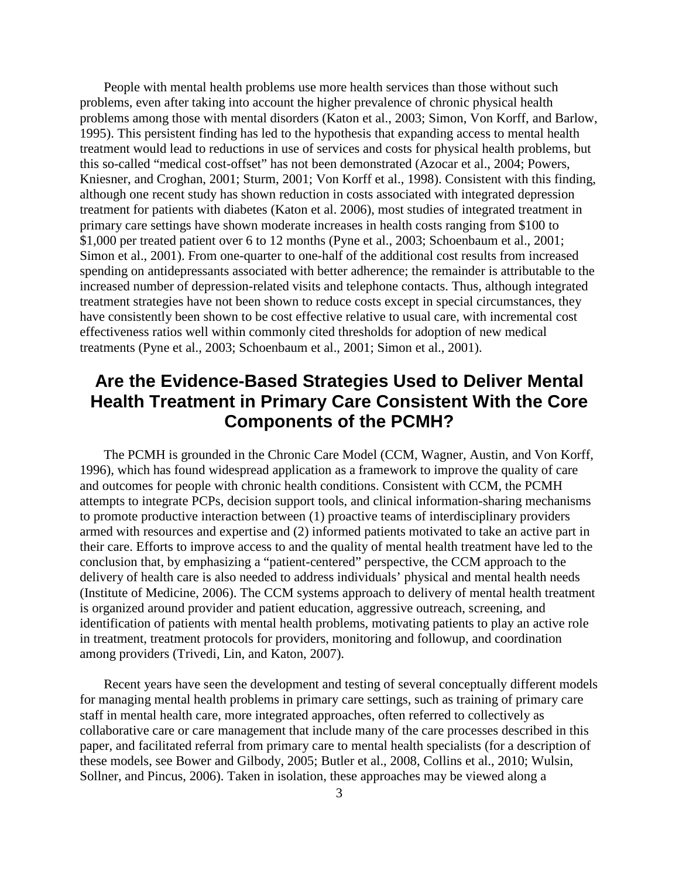People with mental health problems use more health services than those without such problems, even after taking into account the higher prevalence of chronic physical health problems among those with mental disorders (Katon et al., 2003; Simon, Von Korff, and Barlow, 1995). This persistent finding has led to the hypothesis that expanding access to mental health treatment would lead to reductions in use of services and costs for physical health problems, but this so-called "medical cost-offset" has not been demonstrated (Azocar et al., 2004; Powers, Kniesner, and Croghan, 2001; Sturm, 2001; Von Korff et al., 1998). Consistent with this finding, although one recent study has shown reduction in costs associated with integrated depression treatment for patients with diabetes (Katon et al. 2006), most studies of integrated treatment in primary care settings have shown moderate increases in health costs ranging from $100 to $1,000 per treated patient over 6 to 12 months (Pyne et al., 2003; Schoenbaum et al., 2001; Simon et al., 2001). From one-quarter to one-half of the additional cost results from increased spending on antidepressants associated with better adherence; the remainder is attributable to the increased number of depression-related visits and telephone contacts. Thus, although integrated treatment strategies have not been shown to reduce costs except in special circumstances, they have consistently been shown to be cost effective relative to usual care, with incremental cost effectiveness ratios well within commonly cited thresholds for adoption of new medical treatments (Pyne et al., 2003; Schoenbaum et al., 2001; Simon et al., 2001).

## Are the Evidence-Based Strategies Used to Deliver Mental Health Treatment in Primary Care Consistent With the Core Components of the PCMH?

The PCMH is grounded in the Chronic Care Model (CCM, Wagner, Austin, and Von Korff, 1996), which has found widespread application as a framework to improve the quality of care and outcomes for people with chronic health conditions. Consistent with CCM, the PCMH attempts to integrate PCPs, decision support tools, and clinical information-sharing mechanisms to promote productive interaction between (1) proactive teams of interdisciplinary providers armed with resources and expertise and (2) informed patients motivated to take an active part in their care. Efforts to improve access to and the quality of mental health treatment have led to the conclusion that, by emphasizing a "patient-centered" perspective, the CCM approach to the delivery of health care is also needed to address individuals' physical and mental health needs (Institute of Medicine, 2006). The CCM systems approach to delivery of mental health treatment is organized around provider and patient education, aggressive outreach, screening, and identification of patients with mental health problems, motivating patients to play an active role in treatment, treatment protocols for providers, monitoring and followup, and coordination among providers (Trivedi, Lin, and Katon, 2007).

Recent years have seen the development and testing of several conceptually different models for managing mental health problems in primary care settings, such as training of primary care staff in mental health care, more integrated approaches, often referred to collectively as collaborative care or care management that include many of the care processes described in this paper, and facilitated referral from primary care to mental health specialists (for a description of these models, see Bower and Gilbody, 2005; Butler et al., 2008, Collins et al., 2010; Wulsin, Sollner, and Pincus, 2006). Taken in isolation, these approaches may be viewed along a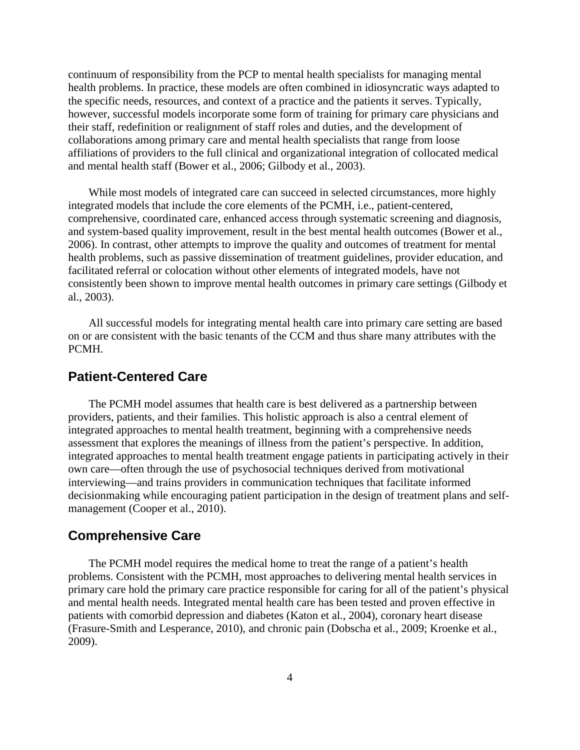continuum of responsibility from the PCP to mental health specialists for managing mental health problems. In practice, these models are often combined in idiosyncratic ways adapted to the specific needs, resources, and context of a practice and the patients it serves. Typically, however, successful models incorporate some form of training for primary care physicians and their staff, redefinition or realignment of staff roles and duties, and the development of collaborations among primary care and mental health specialists that range from loose affiliations of providers to the full clinical and organizational integration of collocated medical and mental health staff (Bower et al., 2006; Gilbody et al., 2003).

While most models of integrated care can succeed in selected circumstances, more highly integrated models that include the core elements of the PCMH, i.e., patient-centered, comprehensive, coordinated care, enhanced access through systematic screening and diagnosis, and system-based quality improvement, result in the best mental health outcomes (Bower et al., 2006). In contrast, other attempts to improve the quality and outcomes of treatment for mental health problems, such as passive dissemination of treatment guidelines, provider education, and facilitated referral or colocation without other elements of integrated models, have not consistently been shown to improve mental health outcomes in primary care settings (Gilbody et al., 2003).

All successful models for integrating mental health care into primary care setting are based on or are consistent with the basic tenants of the CCM and thus share many attributes with the PCMH.

## Patient-Centered Care

The PCMH model assumes that health care is best delivered as a partnership between providers, patients, and their families. This holistic approach is also a central element of integrated approaches to mental health treatment, beginning with a comprehensive needs assessment that explores the meanings of illness from the patient's perspective. In addition, integrated approaches to mental health treatment engage patients in participating actively in their own care—often through the use of psychosocial techniques derived from motivational interviewing—and trains providers in communication techniques that facilitate informed decisionmaking while encouraging patient participation in the design of treatment plans and self-management (Cooper et al., 2010).

## Comprehensive Care

The PCMH model requires the medical home to treat the range of a patient's health problems. Consistent with the PCMH, most approaches to delivering mental health services in primary care hold the primary care practice responsible for caring for all of the patient's physical and mental health needs. Integrated mental health care has been tested and proven effective in patients with comorbid depression and diabetes (Katon et al., 2004), coronary heart disease (Frasure-Smith and Lesperance, 2010), and chronic pain (Dobscha et al., 2009; Kroenke et al., 2009).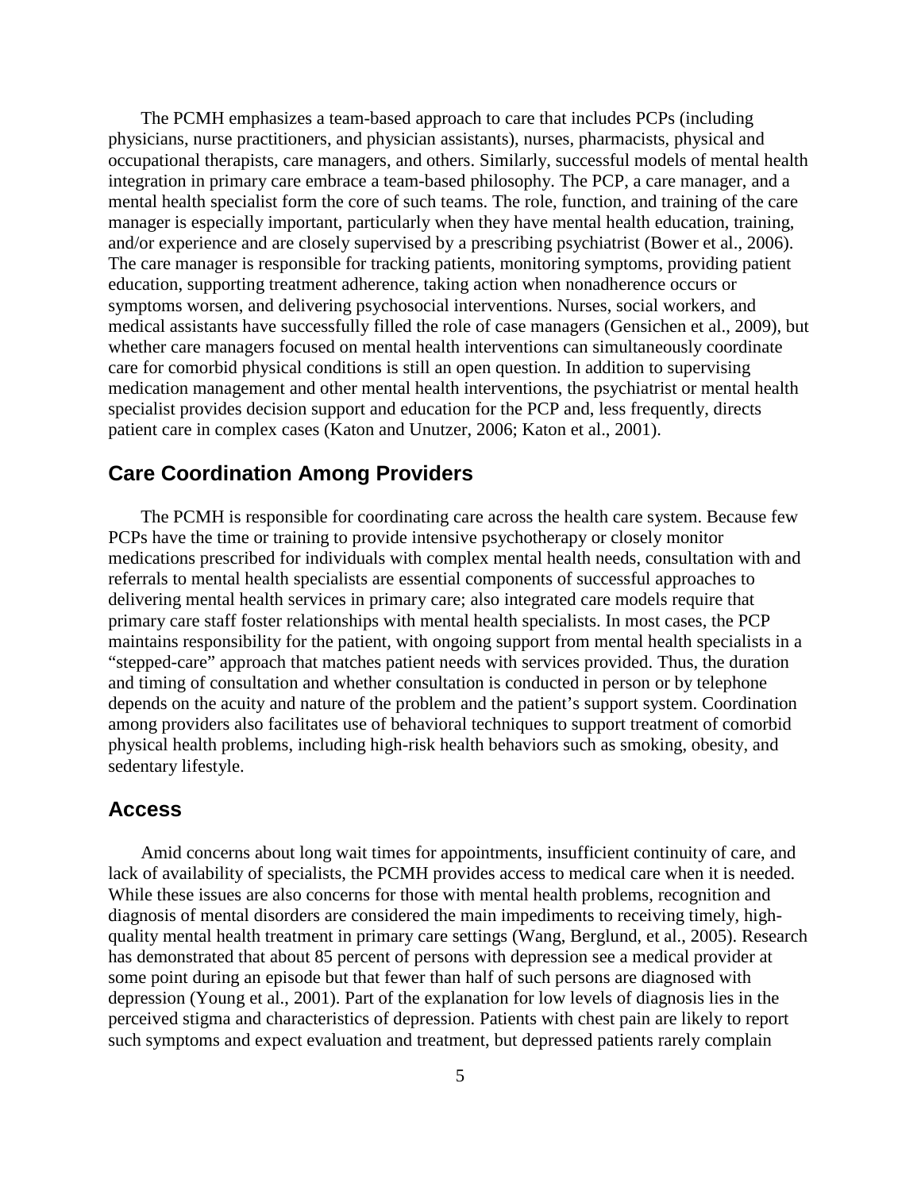The PCMH emphasizes a team-based approach to care that includes PCPs (including physicians, nurse practitioners, and physician assistants), nurses, pharmacists, physical and occupational therapists, care managers, and others. Similarly, successful models of mental health integration in primary care embrace a team-based philosophy. The PCP, a care manager, and a mental health specialist form the core of such teams. The role, function, and training of the care manager is especially important, particularly when they have mental health education, training, and/or experience and are closely supervised by a prescribing psychiatrist (Bower et al., 2006). The care manager is responsible for tracking patients, monitoring symptoms, providing patient education, supporting treatment adherence, taking action when nonadherence occurs or symptoms worsen, and delivering psychosocial interventions. Nurses, social workers, and medical assistants have successfully filled the role of case managers (Gensichen et al., 2009), but whether care managers focused on mental health interventions can simultaneously coordinate care for comorbid physical conditions is still an open question. In addition to supervising medication management and other mental health interventions, the psychiatrist or mental health specialist provides decision support and education for the PCP and, less frequently, directs patient care in complex cases (Katon and Unutzer, 2006; Katon et al., 2001).

## Care Coordination Among Providers

The PCMH is responsible for coordinating care across the health care system. Because few PCPs have the time or training to provide intensive psychotherapy or closely monitor medications prescribed for individuals with complex mental health needs, consultation with and referrals to mental health specialists are essential components of successful approaches to delivering mental health services in primary care; also integrated care models require that primary care staff foster relationships with mental health specialists. In most cases, the PCP maintains responsibility for the patient, with ongoing support from mental health specialists in a "stepped-care" approach that matches patient needs with services provided. Thus, the duration and timing of consultation and whether consultation is conducted in person or by telephone depends on the acuity and nature of the problem and the patient's support system. Coordination among providers also facilitates use of behavioral techniques to support treatment of comorbid physical health problems, including high-risk health behaviors such as smoking, obesity, and sedentary lifestyle.

## Access

Amid concerns about long wait times for appointments, insufficient continuity of care, and lack of availability of specialists, the PCMH provides access to medical care when it is needed. While these issues are also concerns for those with mental health problems, recognition and diagnosis of mental disorders are considered the main impediments to receiving timely, high-quality mental health treatment in primary care settings (Wang, Berglund, et al., 2005). Research has demonstrated that about 85 percent of persons with depression see a medical provider at some point during an episode but that fewer than half of such persons are diagnosed with depression (Young et al., 2001). Part of the explanation for low levels of diagnosis lies in the perceived stigma and characteristics of depression. Patients with chest pain are likely to report such symptoms and expect evaluation and treatment, but depressed patients rarely complain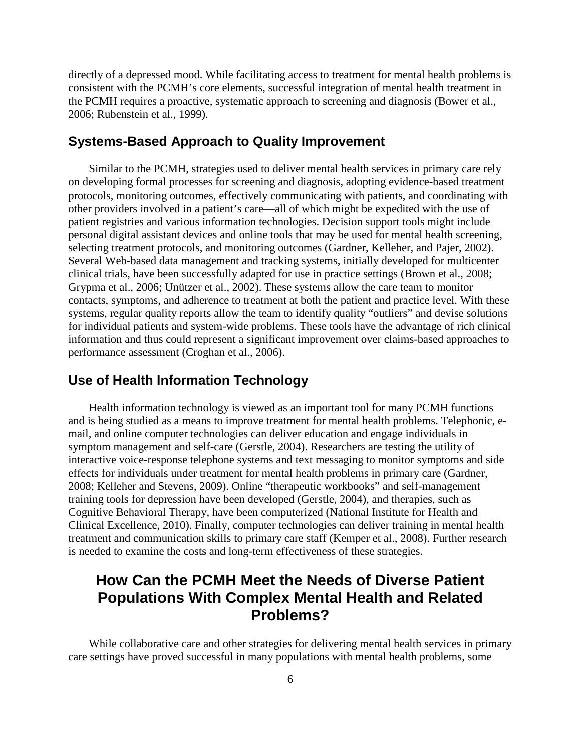directly of a depressed mood. While facilitating access to treatment for mental health problems is consistent with the PCMH's core elements, successful integration of mental health treatment in the PCMH requires a proactive, systematic approach to screening and diagnosis (Bower et al., 2006; Rubenstein et al., 1999).

## Systems-Based Approach to Quality Improvement

Similar to the PCMH, strategies used to deliver mental health services in primary care rely on developing formal processes for screening and diagnosis, adopting evidence-based treatment protocols, monitoring outcomes, effectively communicating with patients, and coordinating with other providers involved in a patient's care—all of which might be expedited with the use of patient registries and various information technologies. Decision support tools might include personal digital assistant devices and online tools that may be used for mental health screening, selecting treatment protocols, and monitoring outcomes (Gardner, Kelleher, and Pajer, 2002). Several Web-based data management and tracking systems, initially developed for multicenter clinical trials, have been successfully adapted for use in practice settings (Brown et al., 2008; Grypma et al., 2006; Unützer et al., 2002). These systems allow the care team to monitor contacts, symptoms, and adherence to treatment at both the patient and practice level. With these systems, regular quality reports allow the team to identify quality "outliers" and devise solutions for individual patients and system-wide problems. These tools have the advantage of rich clinical information and thus could represent a significant improvement over claims-based approaches to performance assessment (Croghan et al., 2006).

## Use of Health Information Technology

Health information technology is viewed as an important tool for many PCMH functions and is being studied as a means to improve treatment for mental health problems. Telephonic, e-mail, and online computer technologies can deliver education and engage individuals in symptom management and self-care (Gerstle, 2004). Researchers are testing the utility of interactive voice-response telephone systems and text messaging to monitor symptoms and side effects for individuals under treatment for mental health problems in primary care (Gardner, 2008; Kelleher and Stevens, 2009). Online "therapeutic workbooks" and self-management training tools for depression have been developed (Gerstle, 2004), and therapies, such as Cognitive Behavioral Therapy, have been computerized (National Institute for Health and Clinical Excellence, 2010). Finally, computer technologies can deliver training in mental health treatment and communication skills to primary care staff (Kemper et al., 2008). Further research is needed to examine the costs and long-term effectiveness of these strategies.

# How Can the PCMH Meet the Needs of Diverse Patient Populations With Complex Mental Health and Related Problems?

While collaborative care and other strategies for delivering mental health services in primary care settings have proved successful in many populations with mental health problems, some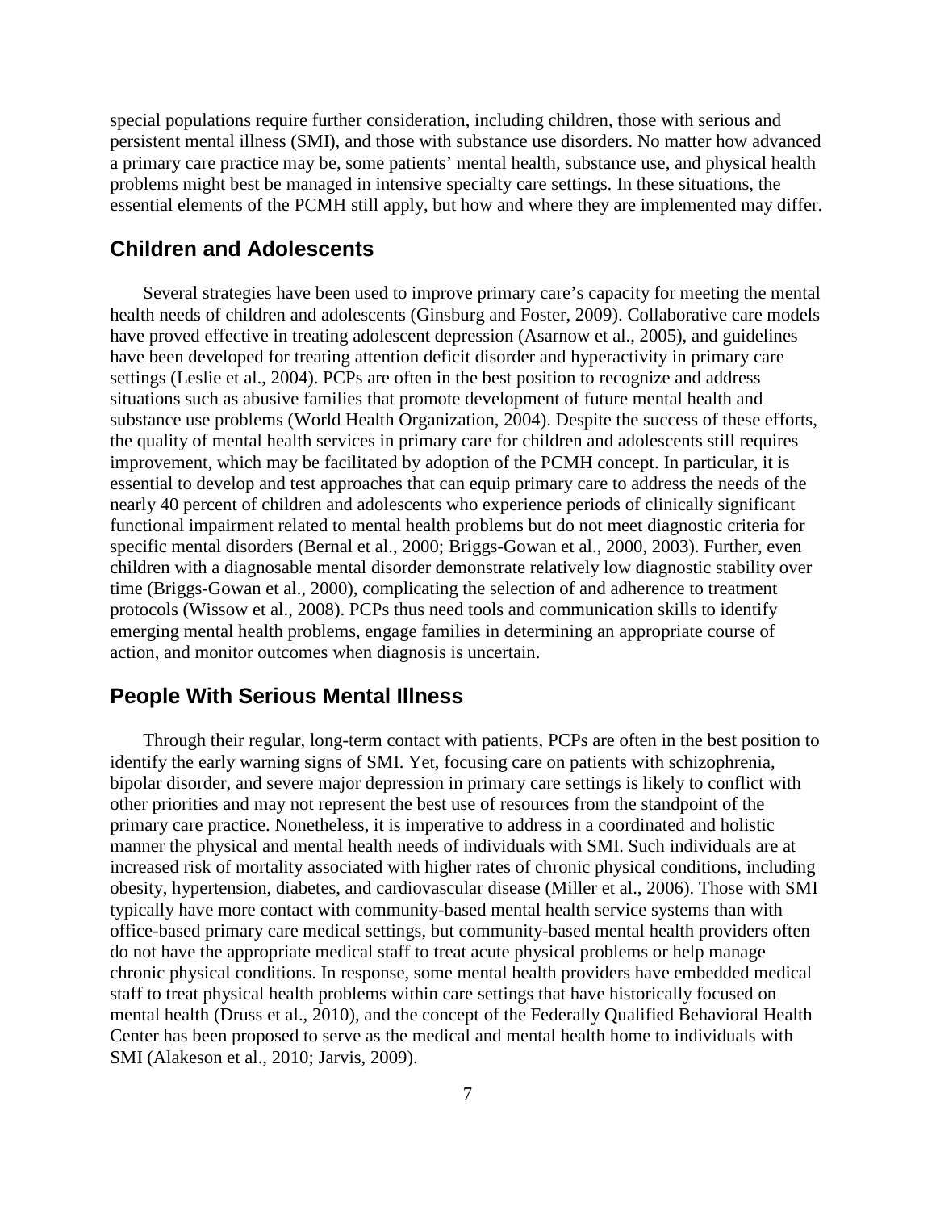special populations require further consideration, including children, those with serious and persistent mental illness (SMI), and those with substance use disorders. No matter how advanced a primary care practice may be, some patients' mental health, substance use, and physical health problems might best be managed in intensive specialty care settings. In these situations, the essential elements of the PCMH still apply, but how and where they are implemented may differ.

## Children and Adolescents

Several strategies have been used to improve primary care's capacity for meeting the mental health needs of children and adolescents (Ginsburg and Foster, 2009). Collaborative care models have proved effective in treating adolescent depression (Asarnow et al., 2005), and guidelines have been developed for treating attention deficit disorder and hyperactivity in primary care settings (Leslie et al., 2004). PCPs are often in the best position to recognize and address situations such as abusive families that promote development of future mental health and substance use problems (World Health Organization, 2004). Despite the success of these efforts, the quality of mental health services in primary care for children and adolescents still requires improvement, which may be facilitated by adoption of the PCMH concept. In particular, it is essential to develop and test approaches that can equip primary care to address the needs of the nearly 40 percent of children and adolescents who experience periods of clinically significant functional impairment related to mental health problems but do not meet diagnostic criteria for specific mental disorders (Bernal et al., 2000; Briggs-Gowan et al., 2000, 2003). Further, even children with a diagnosable mental disorder demonstrate relatively low diagnostic stability over time (Briggs-Gowan et al., 2000), complicating the selection of and adherence to treatment protocols (Wissow et al., 2008). PCPs thus need tools and communication skills to identify emerging mental health problems, engage families in determining an appropriate course of action, and monitor outcomes when diagnosis is uncertain.

## People With Serious Mental Illness

Through their regular, long-term contact with patients, PCPs are often in the best position to identify the early warning signs of SMI. Yet, focusing care on patients with schizophrenia, bipolar disorder, and severe major depression in primary care settings is likely to conflict with other priorities and may not represent the best use of resources from the standpoint of the primary care practice. Nonetheless, it is imperative to address in a coordinated and holistic manner the physical and mental health needs of individuals with SMI. Such individuals are at increased risk of mortality associated with higher rates of chronic physical conditions, including obesity, hypertension, diabetes, and cardiovascular disease (Miller et al., 2006). Those with SMI typically have more contact with community-based mental health service systems than with office-based primary care medical settings, but community-based mental health providers often do not have the appropriate medical staff to treat acute physical problems or help manage chronic physical conditions. In response, some mental health providers have embedded medical staff to treat physical health problems within care settings that have historically focused on mental health (Druss et al., 2010), and the concept of the Federally Qualified Behavioral Health Center has been proposed to serve as the medical and mental health home to individuals with SMI (Alakeson et al., 2010; Jarvis, 2009).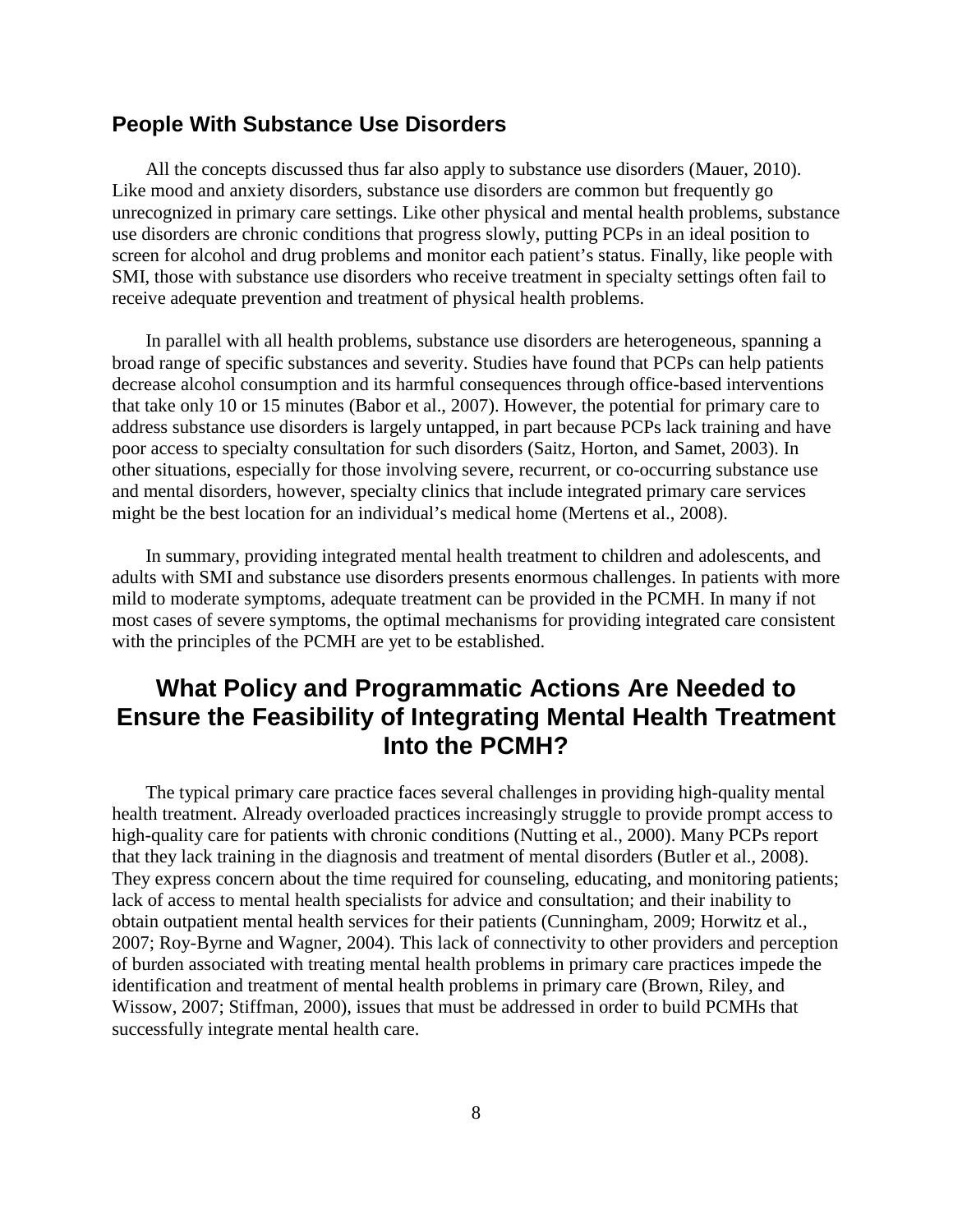### People With Substance Use Disorders

All the concepts discussed thus far also apply to substance use disorders (Mauer, 2010). Like mood and anxiety disorders, substance use disorders are common but frequently go unrecognized in primary care settings. Like other physical and mental health problems, substance use disorders are chronic conditions that progress slowly, putting PCPs in an ideal position to screen for alcohol and drug problems and monitor each patient's status. Finally, like people with SMI, those with substance use disorders who receive treatment in specialty settings often fail to receive adequate prevention and treatment of physical health problems.

In parallel with all health problems, substance use disorders are heterogeneous, spanning a broad range of specific substances and severity. Studies have found that PCPs can help patients decrease alcohol consumption and its harmful consequences through office-based interventions that take only 10 or 15 minutes (Babor et al., 2007). However, the potential for primary care to address substance use disorders is largely untapped, in part because PCPs lack training and have poor access to specialty consultation for such disorders (Saitz, Horton, and Samet, 2003). In other situations, especially for those involving severe, recurrent, or co-occurring substance use and mental disorders, however, specialty clinics that include integrated primary care services might be the best location for an individual's medical home (Mertens et al., 2008).

In summary, providing integrated mental health treatment to children and adolescents, and adults with SMI and substance use disorders presents enormous challenges. In patients with more mild to moderate symptoms, adequate treatment can be provided in the PCMH. In many if not most cases of severe symptoms, the optimal mechanisms for providing integrated care consistent with the principles of the PCMH are yet to be established.

## What Policy and Programmatic Actions Are Needed to Ensure the Feasibility of Integrating Mental Health Treatment Into the PCMH?

The typical primary care practice faces several challenges in providing high-quality mental health treatment. Already overloaded practices increasingly struggle to provide prompt access to high-quality care for patients with chronic conditions (Nutting et al., 2000). Many PCPs report that they lack training in the diagnosis and treatment of mental disorders (Butler et al., 2008). They express concern about the time required for counseling, educating, and monitoring patients; lack of access to mental health specialists for advice and consultation; and their inability to obtain outpatient mental health services for their patients (Cunningham, 2009; Horwitz et al., 2007; Roy-Byrne and Wagner, 2004). This lack of connectivity to other providers and perception of burden associated with treating mental health problems in primary care practices impede the identification and treatment of mental health problems in primary care (Brown, Riley, and Wissow, 2007; Stiffman, 2000), issues that must be addressed in order to build PCMHs that successfully integrate mental health care.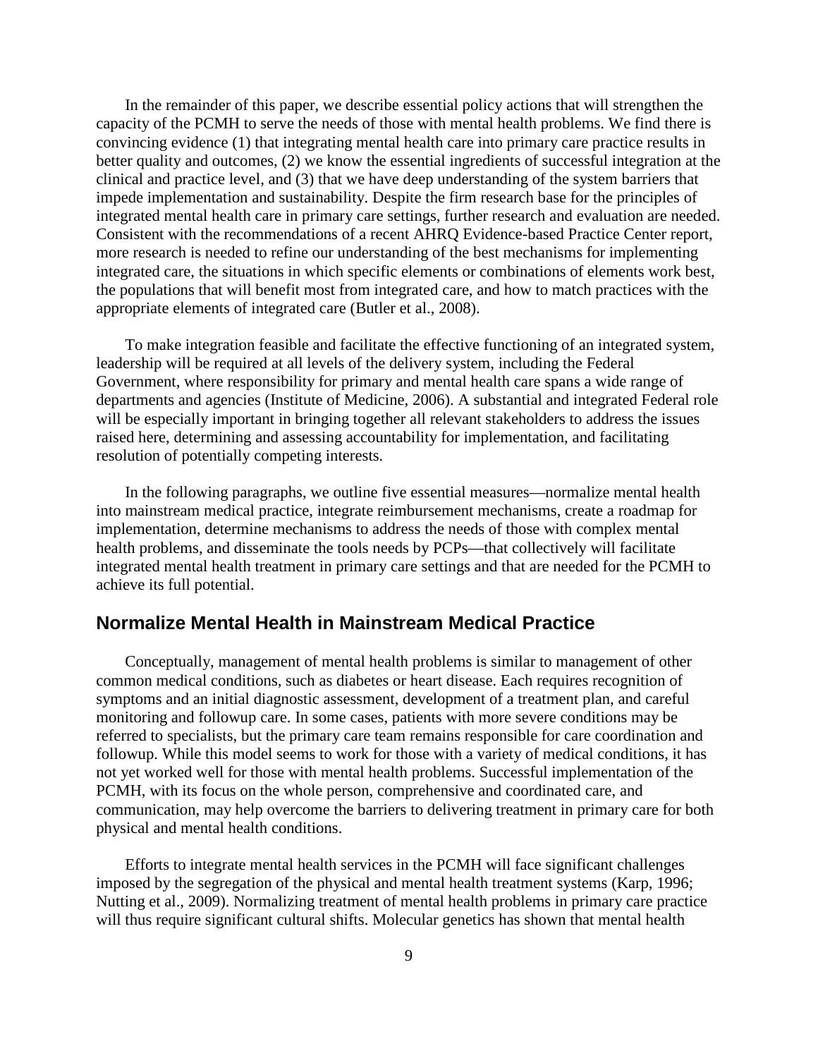In the remainder of this paper, we describe essential policy actions that will strengthen the capacity of the PCMH to serve the needs of those with mental health problems. We find there is convincing evidence (1) that integrating mental health care into primary care practice results in better quality and outcomes, (2) we know the essential ingredients of successful integration at the clinical and practice level, and (3) that we have deep understanding of the system barriers that impede implementation and sustainability. Despite the firm research base for the principles of integrated mental health care in primary care settings, further research and evaluation are needed. Consistent with the recommendations of a recent AHRQ Evidence-based Practice Center report, more research is needed to refine our understanding of the best mechanisms for implementing integrated care, the situations in which specific elements or combinations of elements work best, the populations that will benefit most from integrated care, and how to match practices with the appropriate elements of integrated care (Butler et al., 2008).

To make integration feasible and facilitate the effective functioning of an integrated system, leadership will be required at all levels of the delivery system, including the Federal Government, where responsibility for primary and mental health care spans a wide range of departments and agencies (Institute of Medicine, 2006). A substantial and integrated Federal role will be especially important in bringing together all relevant stakeholders to address the issues raised here, determining and assessing accountability for implementation, and facilitating resolution of potentially competing interests.

In the following paragraphs, we outline five essential measures—normalize mental health into mainstream medical practice, integrate reimbursement mechanisms, create a roadmap for implementation, determine mechanisms to address the needs of those with complex mental health problems, and disseminate the tools needs by PCPs—that collectively will facilitate integrated mental health treatment in primary care settings and that are needed for the PCMH to achieve its full potential.

## Normalize Mental Health in Mainstream Medical Practice

Conceptually, management of mental health problems is similar to management of other common medical conditions, such as diabetes or heart disease. Each requires recognition of symptoms and an initial diagnostic assessment, development of a treatment plan, and careful monitoring and followup care. In some cases, patients with more severe conditions may be referred to specialists, but the primary care team remains responsible for care coordination and followup. While this model seems to work for those with a variety of medical conditions, it has not yet worked well for those with mental health problems. Successful implementation of the PCMH, with its focus on the whole person, comprehensive and coordinated care, and communication, may help overcome the barriers to delivering treatment in primary care for both physical and mental health conditions.

Efforts to integrate mental health services in the PCMH will face significant challenges imposed by the segregation of the physical and mental health treatment systems (Karp, 1996; Nutting et al., 2009). Normalizing treatment of mental health problems in primary care practice will thus require significant cultural shifts. Molecular genetics has shown that mental health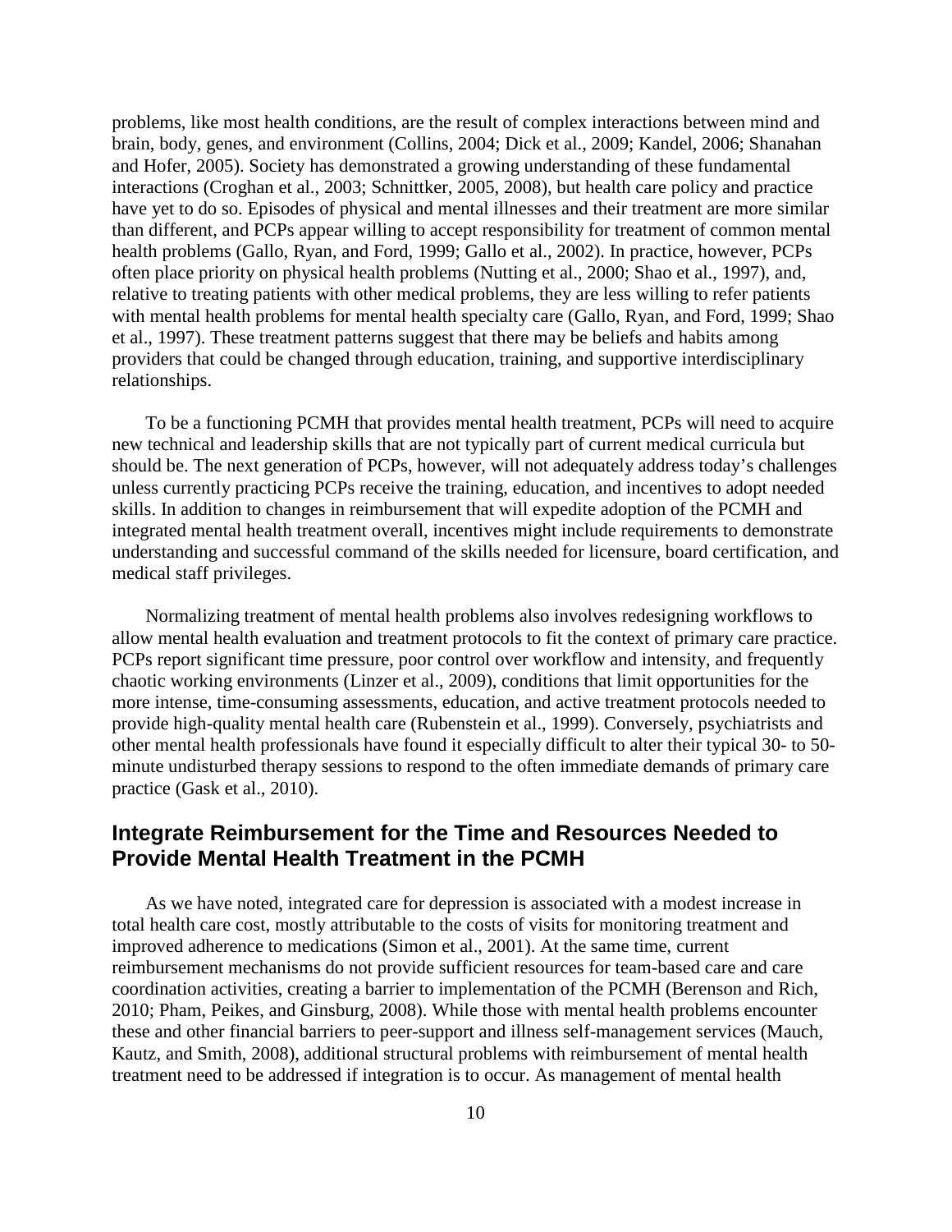problems, like most health conditions, are the result of complex interactions between mind and brain, body, genes, and environment (Collins, 2004; Dick et al., 2009; Kandel, 2006; Shanahan and Hofer, 2005). Society has demonstrated a growing understanding of these fundamental interactions (Croghan et al., 2003; Schnittker, 2005, 2008), but health care policy and practice have yet to do so. Episodes of physical and mental illnesses and their treatment are more similar than different, and PCPs appear willing to accept responsibility for treatment of common mental health problems (Gallo, Ryan, and Ford, 1999; Gallo et al., 2002). In practice, however, PCPs often place priority on physical health problems (Nutting et al., 2000; Shao et al., 1997), and, relative to treating patients with other medical problems, they are less willing to refer patients with mental health problems for mental health specialty care (Gallo, Ryan, and Ford, 1999; Shao et al., 1997). These treatment patterns suggest that there may be beliefs and habits among providers that could be changed through education, training, and supportive interdisciplinary relationships.

To be a functioning PCMH that provides mental health treatment, PCPs will need to acquire new technical and leadership skills that are not typically part of current medical curricula but should be. The next generation of PCPs, however, will not adequately address today's challenges unless currently practicing PCPs receive the training, education, and incentives to adopt needed skills. In addition to changes in reimbursement that will expedite adoption of the PCMH and integrated mental health treatment overall, incentives might include requirements to demonstrate understanding and successful command of the skills needed for licensure, board certification, and medical staff privileges.

Normalizing treatment of mental health problems also involves redesigning workflows to allow mental health evaluation and treatment protocols to fit the context of primary care practice. PCPs report significant time pressure, poor control over workflow and intensity, and frequently chaotic working environments (Linzer et al., 2009), conditions that limit opportunities for the more intense, time-consuming assessments, education, and active treatment protocols needed to provide high-quality mental health care (Rubenstein et al., 1999). Conversely, psychiatrists and other mental health professionals have found it especially difficult to alter their typical 30- to 50-minute undisturbed therapy sessions to respond to the often immediate demands of primary care practice (Gask et al., 2010).

## Integrate Reimbursement for the Time and Resources Needed to Provide Mental Health Treatment in the PCMH

As we have noted, integrated care for depression is associated with a modest increase in total health care cost, mostly attributable to the costs of visits for monitoring treatment and improved adherence to medications (Simon et al., 2001). At the same time, current reimbursement mechanisms do not provide sufficient resources for team-based care and care coordination activities, creating a barrier to implementation of the PCMH (Berenson and Rich, 2010; Pham, Peikes, and Ginsburg, 2008). While those with mental health problems encounter these and other financial barriers to peer-support and illness self-management services (Mauch, Kautz, and Smith, 2008), additional structural problems with reimbursement of mental health treatment need to be addressed if integration is to occur. As management of mental health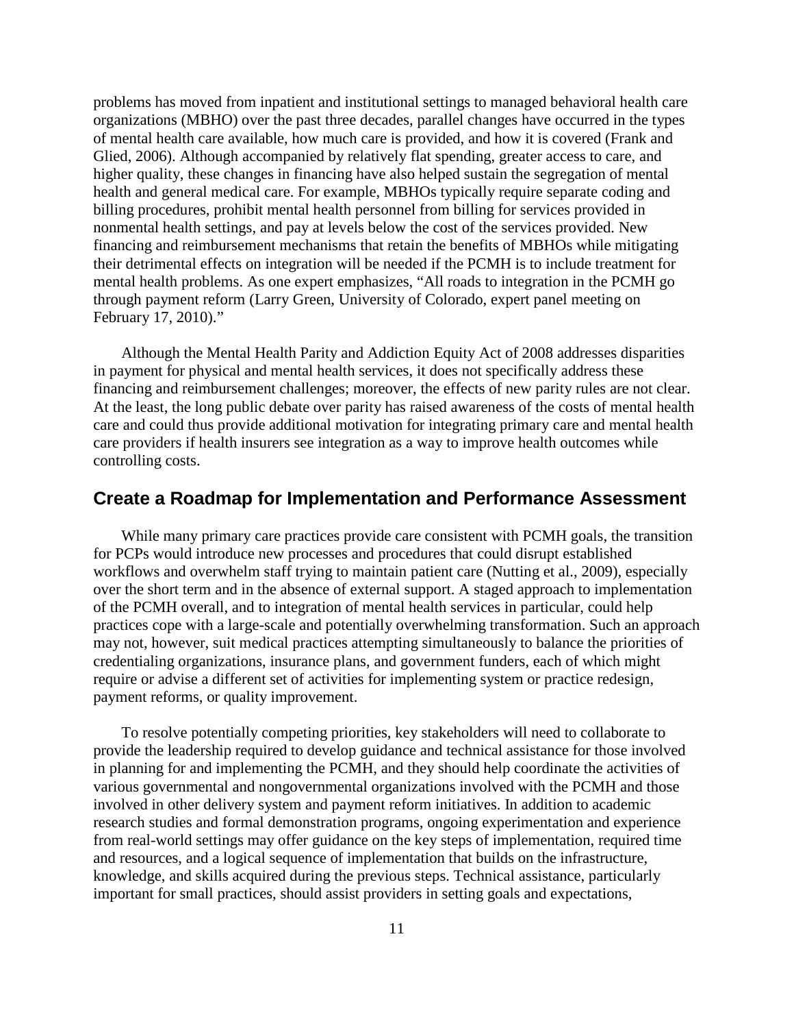problems has moved from inpatient and institutional settings to managed behavioral health care organizations (MBHO) over the past three decades, parallel changes have occurred in the types of mental health care available, how much care is provided, and how it is covered (Frank and Glied, 2006). Although accompanied by relatively flat spending, greater access to care, and higher quality, these changes in financing have also helped sustain the segregation of mental health and general medical care. For example, MBHOs typically require separate coding and billing procedures, prohibit mental health personnel from billing for services provided in nonmental health settings, and pay at levels below the cost of the services provided. New financing and reimbursement mechanisms that retain the benefits of MBHOs while mitigating their detrimental effects on integration will be needed if the PCMH is to include treatment for mental health problems. As one expert emphasizes, "All roads to integration in the PCMH go through payment reform (Larry Green, University of Colorado, expert panel meeting on February 17, 2010)."

Although the Mental Health Parity and Addiction Equity Act of 2008 addresses disparities in payment for physical and mental health services, it does not specifically address these financing and reimbursement challenges; moreover, the effects of new parity rules are not clear. At the least, the long public debate over parity has raised awareness of the costs of mental health care and could thus provide additional motivation for integrating primary care and mental health care providers if health insurers see integration as a way to improve health outcomes while controlling costs.

## Create a Roadmap for Implementation and Performance Assessment

While many primary care practices provide care consistent with PCMH goals, the transition for PCPs would introduce new processes and procedures that could disrupt established workflows and overwhelm staff trying to maintain patient care (Nutting et al., 2009), especially over the short term and in the absence of external support. A staged approach to implementation of the PCMH overall, and to integration of mental health services in particular, could help practices cope with a large-scale and potentially overwhelming transformation. Such an approach may not, however, suit medical practices attempting simultaneously to balance the priorities of credentialing organizations, insurance plans, and government funders, each of which might require or advise a different set of activities for implementing system or practice redesign, payment reforms, or quality improvement.

To resolve potentially competing priorities, key stakeholders will need to collaborate to provide the leadership required to develop guidance and technical assistance for those involved in planning for and implementing the PCMH, and they should help coordinate the activities of various governmental and nongovernmental organizations involved with the PCMH and those involved in other delivery system and payment reform initiatives. In addition to academic research studies and formal demonstration programs, ongoing experimentation and experience from real-world settings may offer guidance on the key steps of implementation, required time and resources, and a logical sequence of implementation that builds on the infrastructure, knowledge, and skills acquired during the previous steps. Technical assistance, particularly important for small practices, should assist providers in setting goals and expectations,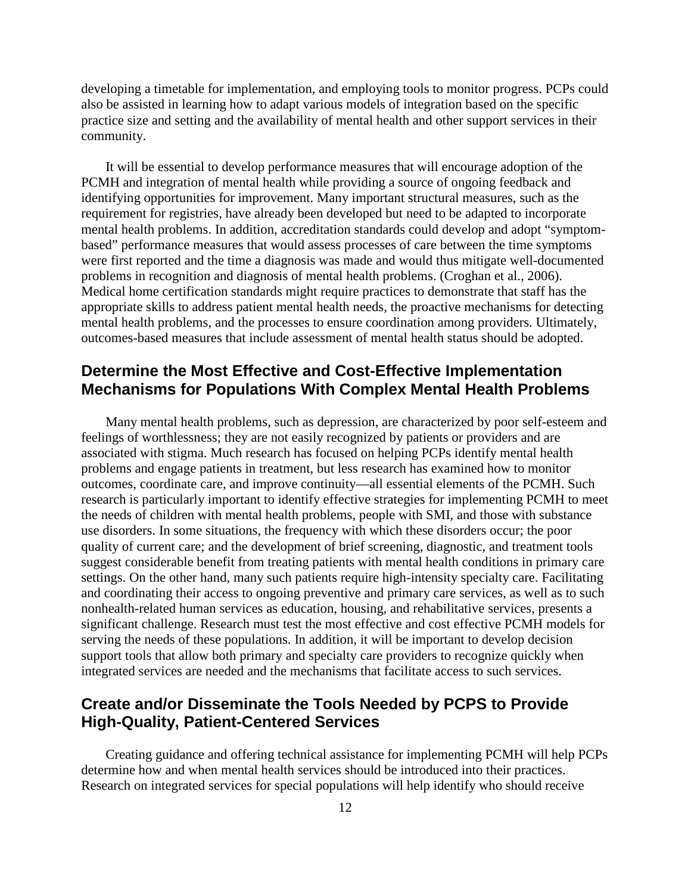developing a timetable for implementation, and employing tools to monitor progress. PCPs could also be assisted in learning how to adapt various models of integration based on the specific practice size and setting and the availability of mental health and other support services in their community.

It will be essential to develop performance measures that will encourage adoption of the PCMH and integration of mental health while providing a source of ongoing feedback and identifying opportunities for improvement. Many important structural measures, such as the requirement for registries, have already been developed but need to be adapted to incorporate mental health problems. In addition, accreditation standards could develop and adopt "symptom-based" performance measures that would assess processes of care between the time symptoms were first reported and the time a diagnosis was made and would thus mitigate well-documented problems in recognition and diagnosis of mental health problems. (Croghan et al., 2006). Medical home certification standards might require practices to demonstrate that staff has the appropriate skills to address patient mental health needs, the proactive mechanisms for detecting mental health problems, and the processes to ensure coordination among providers. Ultimately, outcomes-based measures that include assessment of mental health status should be adopted.

## Determine the Most Effective and Cost-Effective Implementation Mechanisms for Populations With Complex Mental Health Problems

Many mental health problems, such as depression, are characterized by poor self-esteem and feelings of worthlessness; they are not easily recognized by patients or providers and are associated with stigma. Much research has focused on helping PCPs identify mental health problems and engage patients in treatment, but less research has examined how to monitor outcomes, coordinate care, and improve continuity—all essential elements of the PCMH. Such research is particularly important to identify effective strategies for implementing PCMH to meet the needs of children with mental health problems, people with SMI, and those with substance use disorders. In some situations, the frequency with which these disorders occur; the poor quality of current care; and the development of brief screening, diagnostic, and treatment tools suggest considerable benefit from treating patients with mental health conditions in primary care settings. On the other hand, many such patients require high-intensity specialty care. Facilitating and coordinating their access to ongoing preventive and primary care services, as well as to such nonhealth-related human services as education, housing, and rehabilitative services, presents a significant challenge. Research must test the most effective and cost effective PCMH models for serving the needs of these populations. In addition, it will be important to develop decision support tools that allow both primary and specialty care providers to recognize quickly when integrated services are needed and the mechanisms that facilitate access to such services.

## Create and/or Disseminate the Tools Needed by PCPS to Provide High-Quality, Patient-Centered Services

Creating guidance and offering technical assistance for implementing PCMH will help PCPs determine how and when mental health services should be introduced into their practices. Research on integrated services for special populations will help identify who should receive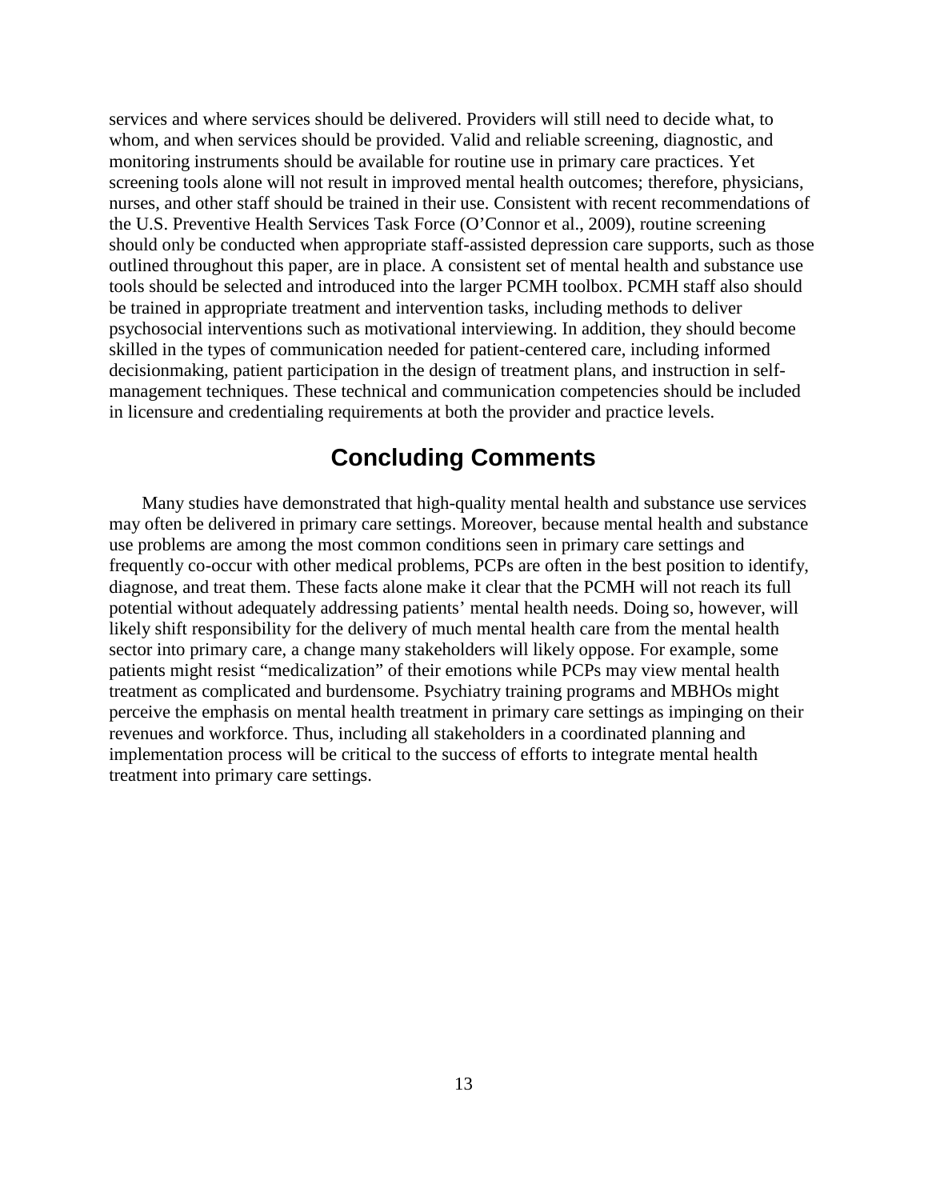services and where services should be delivered. Providers will still need to decide what, to whom, and when services should be provided. Valid and reliable screening, diagnostic, and monitoring instruments should be available for routine use in primary care practices. Yet screening tools alone will not result in improved mental health outcomes; therefore, physicians, nurses, and other staff should be trained in their use. Consistent with recent recommendations of the U.S. Preventive Health Services Task Force (O'Connor et al., 2009), routine screening should only be conducted when appropriate staff-assisted depression care supports, such as those outlined throughout this paper, are in place. A consistent set of mental health and substance use tools should be selected and introduced into the larger PCMH toolbox. PCMH staff also should be trained in appropriate treatment and intervention tasks, including methods to deliver psychosocial interventions such as motivational interviewing. In addition, they should become skilled in the types of communication needed for patient-centered care, including informed decisionmaking, patient participation in the design of treatment plans, and instruction in self-management techniques. These technical and communication competencies should be included in licensure and credentialing requirements at both the provider and practice levels.

## Concluding Comments

Many studies have demonstrated that high-quality mental health and substance use services may often be delivered in primary care settings. Moreover, because mental health and substance use problems are among the most common conditions seen in primary care settings and frequently co-occur with other medical problems, PCPs are often in the best position to identify, diagnose, and treat them. These facts alone make it clear that the PCMH will not reach its full potential without adequately addressing patients' mental health needs. Doing so, however, will likely shift responsibility for the delivery of much mental health care from the mental health sector into primary care, a change many stakeholders will likely oppose. For example, some patients might resist "medicalization" of their emotions while PCPs may view mental health treatment as complicated and burdensome. Psychiatry training programs and MBHOs might perceive the emphasis on mental health treatment in primary care settings as impinging on their revenues and workforce. Thus, including all stakeholders in a coordinated planning and implementation process will be critical to the success of efforts to integrate mental health treatment into primary care settings.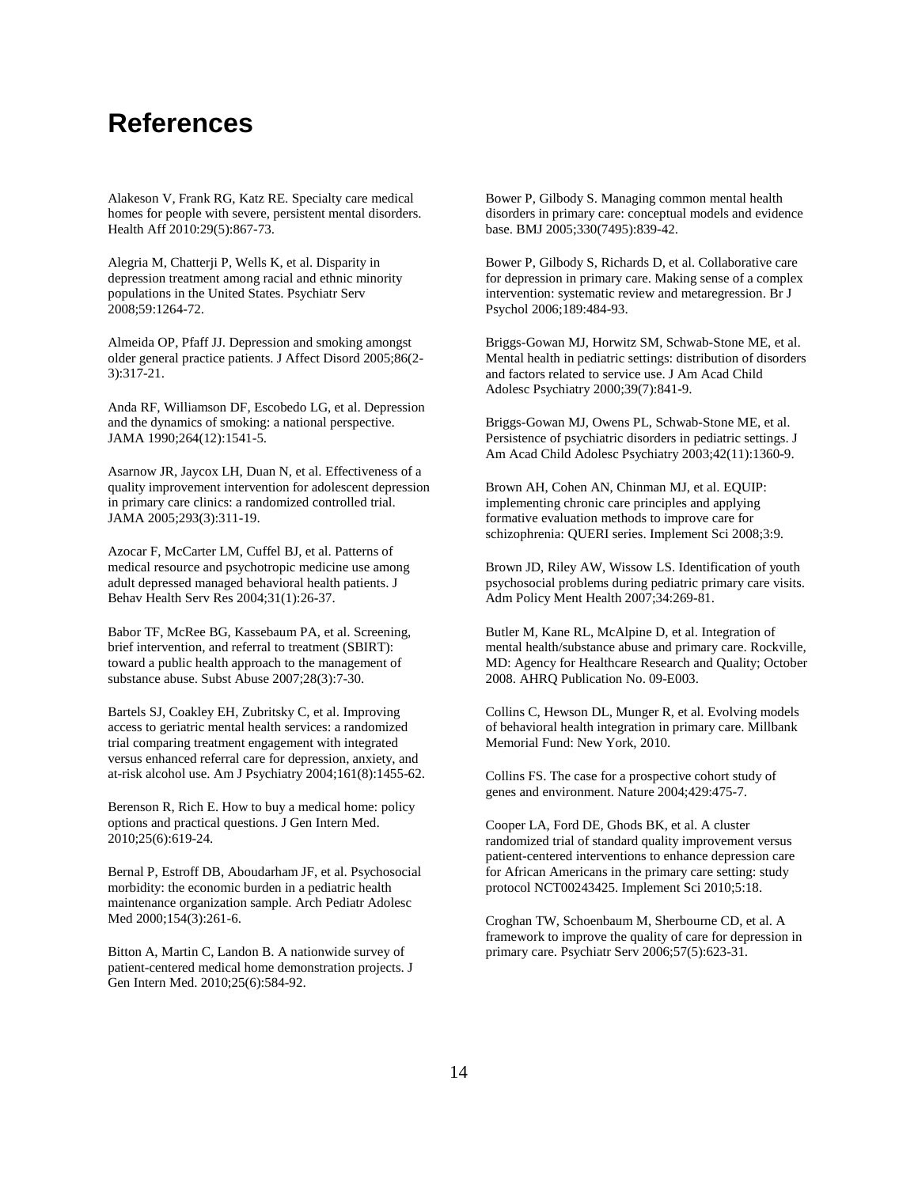# References

Alakeson V, Frank RG, Katz RE. Specialty care medical homes for people with severe, persistent mental disorders. Health Aff 2010:29(5):867-73.

Alegria M, Chatterji P, Wells K, et al. Disparity in depression treatment among racial and ethnic minority populations in the United States. Psychiatr Serv 2008;59:1264-72.

Almeida OP, Pfaff JJ. Depression and smoking amongst older general practice patients. J Affect Disord 2005;86(2-3):317-21.

Anda RF, Williamson DF, Escobedo LG, et al. Depression and the dynamics of smoking: a national perspective. JAMA 1990;264(12):1541-5.

Asarnow JR, Jaycox LH, Duan N, et al. Effectiveness of a quality improvement intervention for adolescent depression in primary care clinics: a randomized controlled trial. JAMA 2005;293(3):311-19.

Azocar F, McCarter LM, Cuffel BJ, et al. Patterns of medical resource and psychotropic medicine use among adult depressed managed behavioral health patients. J Behav Health Serv Res 2004;31(1):26-37.

Babor TF, McRee BG, Kassebaum PA, et al. Screening, brief intervention, and referral to treatment (SBIRT): toward a public health approach to the management of substance abuse. Subst Abuse 2007;28(3):7-30.

Bartels SJ, Coakley EH, Zubritsky C, et al. Improving access to geriatric mental health services: a randomized trial comparing treatment engagement with integrated versus enhanced referral care for depression, anxiety, and at-risk alcohol use. Am J Psychiatry 2004;161(8):1455-62.

Berenson R, Rich E. How to buy a medical home: policy options and practical questions. J Gen Intern Med. 2010;25(6):619-24.

Bernal P, Estroff DB, Aboudarham JF, et al. Psychosocial morbidity: the economic burden in a pediatric health maintenance organization sample. Arch Pediatr Adolesc Med 2000;154(3):261-6.

Bitton A, Martin C, Landon B. A nationwide survey of patient-centered medical home demonstration projects. J Gen Intern Med. 2010;25(6):584-92.

Bower P, Gilbody S. Managing common mental health disorders in primary care: conceptual models and evidence base. BMJ 2005;330(7495):839-42.

Bower P, Gilbody S, Richards D, et al. Collaborative care for depression in primary care. Making sense of a complex intervention: systematic review and metaregression. Br J Psychol 2006;189:484-93.

Briggs-Gowan MJ, Horwitz SM, Schwab-Stone ME, et al. Mental health in pediatric settings: distribution of disorders and factors related to service use. J Am Acad Child Adolesc Psychiatry 2000;39(7):841-9.

Briggs-Gowan MJ, Owens PL, Schwab-Stone ME, et al. Persistence of psychiatric disorders in pediatric settings. J Am Acad Child Adolesc Psychiatry 2003;42(11):1360-9.

Brown AH, Cohen AN, Chinman MJ, et al. EQUIP: implementing chronic care principles and applying formative evaluation methods to improve care for schizophrenia: QUERI series. Implement Sci 2008;3:9.

Brown JD, Riley AW, Wissow LS. Identification of youth psychosocial problems during pediatric primary care visits. Adm Policy Ment Health 2007;34:269-81.

Butler M, Kane RL, McAlpine D, et al. Integration of mental health/substance abuse and primary care. Rockville, MD: Agency for Healthcare Research and Quality; October 2008. AHRQ Publication No. 09-E003.

Collins C, Hewson DL, Munger R, et al. Evolving models of behavioral health integration in primary care. Millbank Memorial Fund: New York, 2010.

Collins FS. The case for a prospective cohort study of genes and environment. Nature 2004;429:475-7.

Cooper LA, Ford DE, Ghods BK, et al. A cluster randomized trial of standard quality improvement versus patient-centered interventions to enhance depression care for African Americans in the primary care setting: study protocol NCT00243425. Implement Sci 2010;5:18.

Croghan TW, Schoenbaum M, Sherbourne CD, et al. A framework to improve the quality of care for depression in primary care. Psychiatr Serv 2006;57(5):623-31.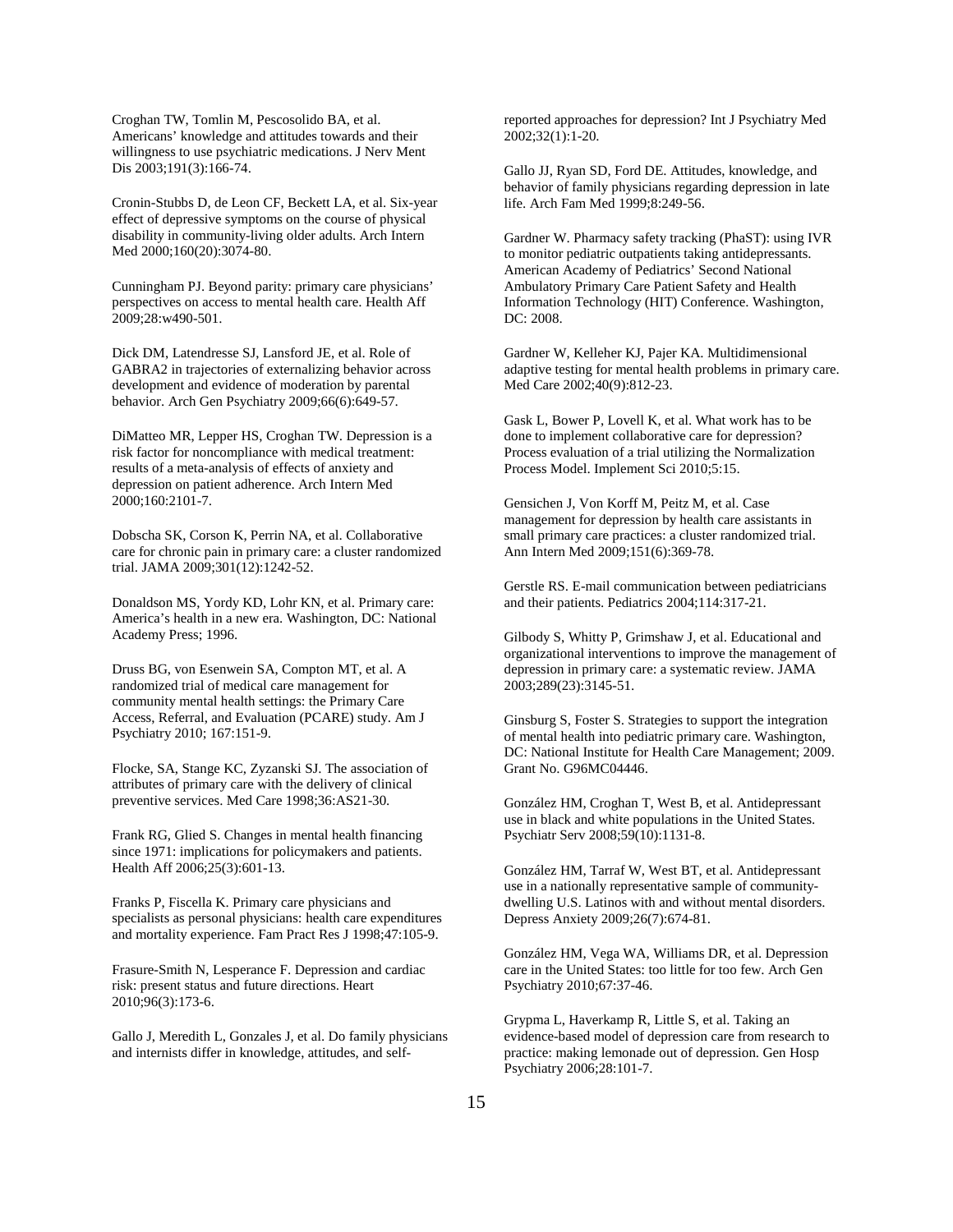Croghan TW, Tomlin M, Pescosolido BA, et al. Americans' knowledge and attitudes towards and their willingness to use psychiatric medications. J Nerv Ment Dis 2003;191(3):166-74.

Cronin-Stubbs D, de Leon CF, Beckett LA, et al. Six-year effect of depressive symptoms on the course of physical disability in community-living older adults. Arch Intern Med 2000;160(20):3074-80.

Cunningham PJ. Beyond parity: primary care physicians' perspectives on access to mental health care. Health Aff 2009;28:w490-501.

Dick DM, Latendresse SJ, Lansford JE, et al. Role of GABRA2 in trajectories of externalizing behavior across development and evidence of moderation by parental behavior. Arch Gen Psychiatry 2009;66(6):649-57.

DiMatteo MR, Lepper HS, Croghan TW. Depression is a risk factor for noncompliance with medical treatment: results of a meta-analysis of effects of anxiety and depression on patient adherence. Arch Intern Med 2000;160:2101-7.

Dobscha SK, Corson K, Perrin NA, et al. Collaborative care for chronic pain in primary care: a cluster randomized trial. JAMA 2009;301(12):1242-52.

Donaldson MS, Yordy KD, Lohr KN, et al. Primary care: America's health in a new era. Washington, DC: National Academy Press; 1996.

Druss BG, von Esenwein SA, Compton MT, et al. A randomized trial of medical care management for community mental health settings: the Primary Care Access, Referral, and Evaluation (PCARE) study. Am J Psychiatry 2010; 167:151-9.

Flocke, SA, Stange KC, Zyzanski SJ. The association of attributes of primary care with the delivery of clinical preventive services. Med Care 1998;36:AS21-30.

Frank RG, Glied S. Changes in mental health financing since 1971: implications for policymakers and patients. Health Aff 2006;25(3):601-13.

Franks P, Fiscella K. Primary care physicians and specialists as personal physicians: health care expenditures and mortality experience. Fam Pract Res J 1998;47:105-9.

Frasure-Smith N, Lesperance F. Depression and cardiac risk: present status and future directions. Heart 2010;96(3):173-6.

Gallo J, Meredith L, Gonzales J, et al. Do family physicians and internists differ in knowledge, attitudes, and self-reported approaches for depression? Int J Psychiatry Med 2002;32(1):1-20.

Gallo JJ, Ryan SD, Ford DE. Attitudes, knowledge, and behavior of family physicians regarding depression in late life. Arch Fam Med 1999;8:249-56.

Gardner W. Pharmacy safety tracking (PhaST): using IVR to monitor pediatric outpatients taking antidepressants. American Academy of Pediatrics' Second National Ambulatory Primary Care Patient Safety and Health Information Technology (HIT) Conference. Washington, DC: 2008.

Gardner W, Kelleher KJ, Pajer KA. Multidimensional adaptive testing for mental health problems in primary care. Med Care 2002;40(9):812-23.

Gask L, Bower P, Lovell K, et al. What work has to be done to implement collaborative care for depression? Process evaluation of a trial utilizing the Normalization Process Model. Implement Sci 2010;5:15.

Gensichen J, Von Korff M, Peitz M, et al. Case management for depression by health care assistants in small primary care practices: a cluster randomized trial. Ann Intern Med 2009;151(6):369-78.

Gerstle RS. E-mail communication between pediatricians and their patients. Pediatrics 2004;114:317-21.

Gilbody S, Whitty P, Grimshaw J, et al. Educational and organizational interventions to improve the management of depression in primary care: a systematic review. JAMA 2003;289(23):3145-51.

Ginsburg S, Foster S. Strategies to support the integration of mental health into pediatric primary care. Washington, DC: National Institute for Health Care Management; 2009. Grant No. G96MC04446.

González HM, Croghan T, West B, et al. Antidepressant use in black and white populations in the United States. Psychiatr Serv 2008;59(10):1131-8.

González HM, Tarraf W, West BT, et al. Antidepressant use in a nationally representative sample of community-dwelling U.S. Latinos with and without mental disorders. Depress Anxiety 2009;26(7):674-81.

González HM, Vega WA, Williams DR, et al. Depression care in the United States: too little for too few. Arch Gen Psychiatry 2010;67:37-46.

Grypma L, Haverkamp R, Little S, et al. Taking an evidence-based model of depression care from research to practice: making lemonade out of depression. Gen Hosp Psychiatry 2006;28:101-7.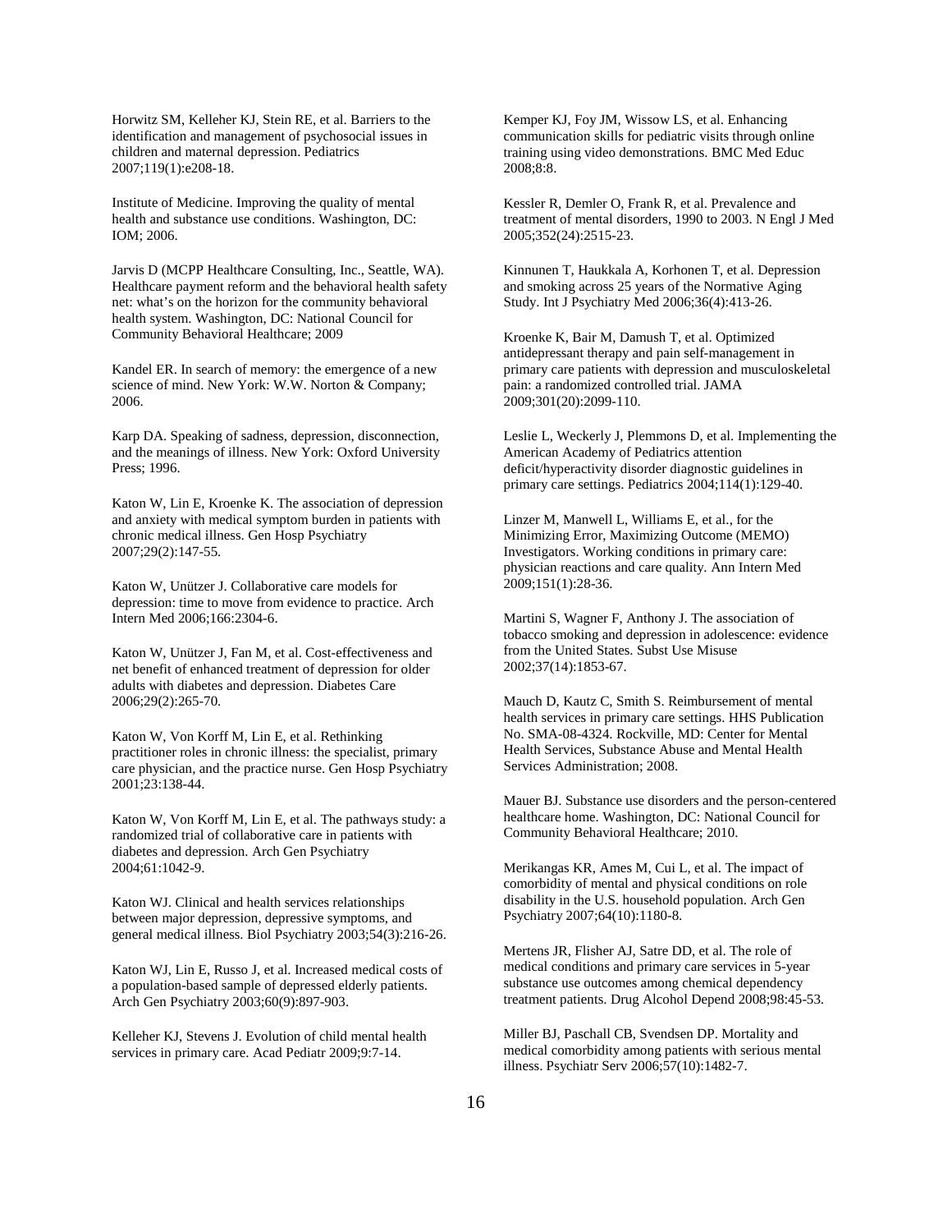Horwitz SM, Kelleher KJ, Stein RE, et al. Barriers to the identification and management of psychosocial issues in children and maternal depression. Pediatrics 2007;119(1):e208-18.

Institute of Medicine. Improving the quality of mental health and substance use conditions. Washington, DC: IOM; 2006.

Jarvis D (MCPP Healthcare Consulting, Inc., Seattle, WA). Healthcare payment reform and the behavioral health safety net: what's on the horizon for the community behavioral health system. Washington, DC: National Council for Community Behavioral Healthcare; 2009

Kandel ER. In search of memory: the emergence of a new science of mind. New York: W.W. Norton & Company; 2006.

Karp DA. Speaking of sadness, depression, disconnection, and the meanings of illness. New York: Oxford University Press; 1996.

Katon W, Lin E, Kroenke K. The association of depression and anxiety with medical symptom burden in patients with chronic medical illness. Gen Hosp Psychiatry 2007;29(2):147-55.

Katon W, Unützer J. Collaborative care models for depression: time to move from evidence to practice. Arch Intern Med 2006;166:2304-6.

Katon W, Unützer J, Fan M, et al. Cost-effectiveness and net benefit of enhanced treatment of depression for older adults with diabetes and depression. Diabetes Care 2006;29(2):265-70.

Katon W, Von Korff M, Lin E, et al. Rethinking practitioner roles in chronic illness: the specialist, primary care physician, and the practice nurse. Gen Hosp Psychiatry 2001;23:138-44.

Katon W, Von Korff M, Lin E, et al. The pathways study: a randomized trial of collaborative care in patients with diabetes and depression. Arch Gen Psychiatry 2004;61:1042-9.

Katon WJ. Clinical and health services relationships between major depression, depressive symptoms, and general medical illness. Biol Psychiatry 2003;54(3):216-26.

Katon WJ, Lin E, Russo J, et al. Increased medical costs of a population-based sample of depressed elderly patients. Arch Gen Psychiatry 2003;60(9):897-903.

Kelleher KJ, Stevens J. Evolution of child mental health services in primary care. Acad Pediatr 2009;9:7-14.

Kemper KJ, Foy JM, Wissow LS, et al. Enhancing communication skills for pediatric visits through online training using video demonstrations. BMC Med Educ 2008;8:8.

Kessler R, Demler O, Frank R, et al. Prevalence and treatment of mental disorders, 1990 to 2003. N Engl J Med 2005;352(24):2515-23.

Kinnunen T, Haukkala A, Korhonen T, et al. Depression and smoking across 25 years of the Normative Aging Study. Int J Psychiatry Med 2006;36(4):413-26.

Kroenke K, Bair M, Damush T, et al. Optimized antidepressant therapy and pain self-management in primary care patients with depression and musculoskeletal pain: a randomized controlled trial. JAMA 2009;301(20):2099-110.

Leslie L, Weckerly J, Plemmons D, et al. Implementing the American Academy of Pediatrics attention deficit/hyperactivity disorder diagnostic guidelines in primary care settings. Pediatrics 2004;114(1):129-40.

Linzer M, Manwell L, Williams E, et al., for the Minimizing Error, Maximizing Outcome (MEMO) Investigators. Working conditions in primary care: physician reactions and care quality. Ann Intern Med 2009;151(1):28-36.

Martini S, Wagner F, Anthony J. The association of tobacco smoking and depression in adolescence: evidence from the United States. Subst Use Misuse 2002;37(14):1853-67.

Mauch D, Kautz C, Smith S. Reimbursement of mental health services in primary care settings. HHS Publication No. SMA-08-4324. Rockville, MD: Center for Mental Health Services, Substance Abuse and Mental Health Services Administration; 2008.

Mauer BJ. Substance use disorders and the person-centered healthcare home. Washington, DC: National Council for Community Behavioral Healthcare; 2010.

Merikangas KR, Ames M, Cui L, et al. The impact of comorbidity of mental and physical conditions on role disability in the U.S. household population. Arch Gen Psychiatry 2007;64(10):1180-8.

Mertens JR, Flisher AJ, Satre DD, et al. The role of medical conditions and primary care services in 5-year substance use outcomes among chemical dependency treatment patients. Drug Alcohol Depend 2008;98:45-53.

Miller BJ, Paschall CB, Svendsen DP. Mortality and medical comorbidity among patients with serious mental illness. Psychiatr Serv 2006;57(10):1482-7.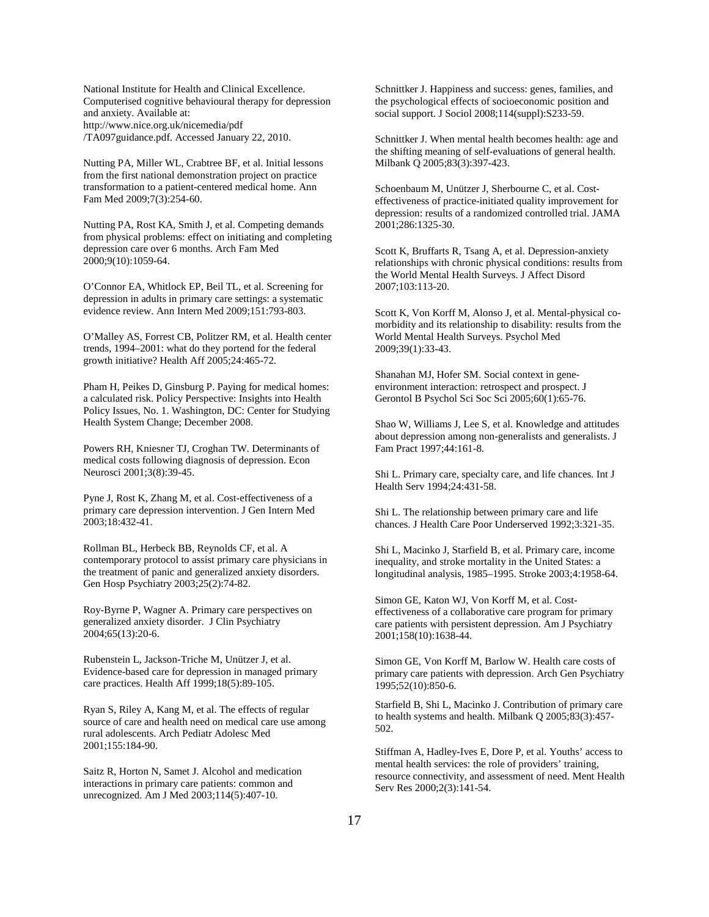National Institute for Health and Clinical Excellence. Computerised cognitive behavioural therapy for depression and anxiety. Available at: http://www.nice.org.uk/nicemedia/pdf /TA097guidance.pdf. Accessed January 22, 2010.

Nutting PA, Miller WL, Crabtree BF, et al. Initial lessons from the first national demonstration project on practice transformation to a patient-centered medical home. Ann Fam Med 2009;7(3):254-60.

Nutting PA, Rost KA, Smith J, et al. Competing demands from physical problems: effect on initiating and completing depression care over 6 months. Arch Fam Med 2000;9(10):1059-64.

O'Connor EA, Whitlock EP, Beil TL, et al. Screening for depression in adults in primary care settings: a systematic evidence review. Ann Intern Med 2009;151:793-803.

O'Malley AS, Forrest CB, Politzer RM, et al. Health center trends, 1994–2001: what do they portend for the federal growth initiative? Health Aff 2005;24:465-72.

Pham H, Peikes D, Ginsburg P. Paying for medical homes: a calculated risk. Policy Perspective: Insights into Health Policy Issues, No. 1. Washington, DC: Center for Studying Health System Change; December 2008.

Powers RH, Kniesner TJ, Croghan TW. Determinants of medical costs following diagnosis of depression. Econ Neurosci 2001;3(8):39-45.

Pyne J, Rost K, Zhang M, et al. Cost-effectiveness of a primary care depression intervention. J Gen Intern Med 2003;18:432-41.

Rollman BL, Herbeck BB, Reynolds CF, et al. A contemporary protocol to assist primary care physicians in the treatment of panic and generalized anxiety disorders. Gen Hosp Psychiatry 2003;25(2):74-82.

Roy-Byrne P, Wagner A. Primary care perspectives on generalized anxiety disorder. J Clin Psychiatry 2004;65(13):20-6.

Rubenstein L, Jackson-Triche M, Unützer J, et al. Evidence-based care for depression in managed primary care practices. Health Aff 1999;18(5):89-105.

Ryan S, Riley A, Kang M, et al. The effects of regular source of care and health need on medical care use among rural adolescents. Arch Pediatr Adolesc Med 2001;155:184-90.

Saitz R, Horton N, Samet J. Alcohol and medication interactions in primary care patients: common and unrecognized. Am J Med 2003;114(5):407-10.

Schnittker J. Happiness and success: genes, families, and the psychological effects of socioeconomic position and social support. J Sociol 2008;114(suppl):S233-59.

Schnittker J. When mental health becomes health: age and the shifting meaning of self-evaluations of general health. Milbank Q 2005;83(3):397-423.

Schoenbaum M, Unützer J, Sherbourne C, et al. Cost-effectiveness of practice-initiated quality improvement for depression: results of a randomized controlled trial. JAMA 2001;286:1325-30.

Scott K, Bruffarts R, Tsang A, et al. Depression-anxiety relationships with chronic physical conditions: results from the World Mental Health Surveys. J Affect Disord 2007;103:113-20.

Scott K, Von Korff M, Alonso J, et al. Mental-physical co-morbidity and its relationship to disability: results from the World Mental Health Surveys. Psychol Med 2009;39(1):33-43.

Shanahan MJ, Hofer SM. Social context in gene-environment interaction: retrospect and prospect. J Gerontol B Psychol Sci Soc Sci 2005;60(1):65-76.

Shao W, Williams J, Lee S, et al. Knowledge and attitudes about depression among non-generalists and generalists. J Fam Pract 1997;44:161-8.

Shi L. Primary care, specialty care, and life chances. Int J Health Serv 1994;24:431-58.

Shi L. The relationship between primary care and life chances. J Health Care Poor Underserved 1992;3:321-35.

Shi L, Macinko J, Starfield B, et al. Primary care, income inequality, and stroke mortality in the United States: a longitudinal analysis, 1985–1995. Stroke 2003;4:1958-64.

Simon GE, Katon WJ, Von Korff M, et al. Cost-effectiveness of a collaborative care program for primary care patients with persistent depression. Am J Psychiatry 2001;158(10):1638-44.

Simon GE, Von Korff M, Barlow W. Health care costs of primary care patients with depression. Arch Gen Psychiatry 1995;52(10):850-6.

Starfield B, Shi L, Macinko J. Contribution of primary care to health systems and health. Milbank Q 2005;83(3):457-502.

Stiffman A, Hadley-Ives E, Dore P, et al. Youths' access to mental health services: the role of providers' training, resource connectivity, and assessment of need. Ment Health Serv Res 2000;2(3):141-54.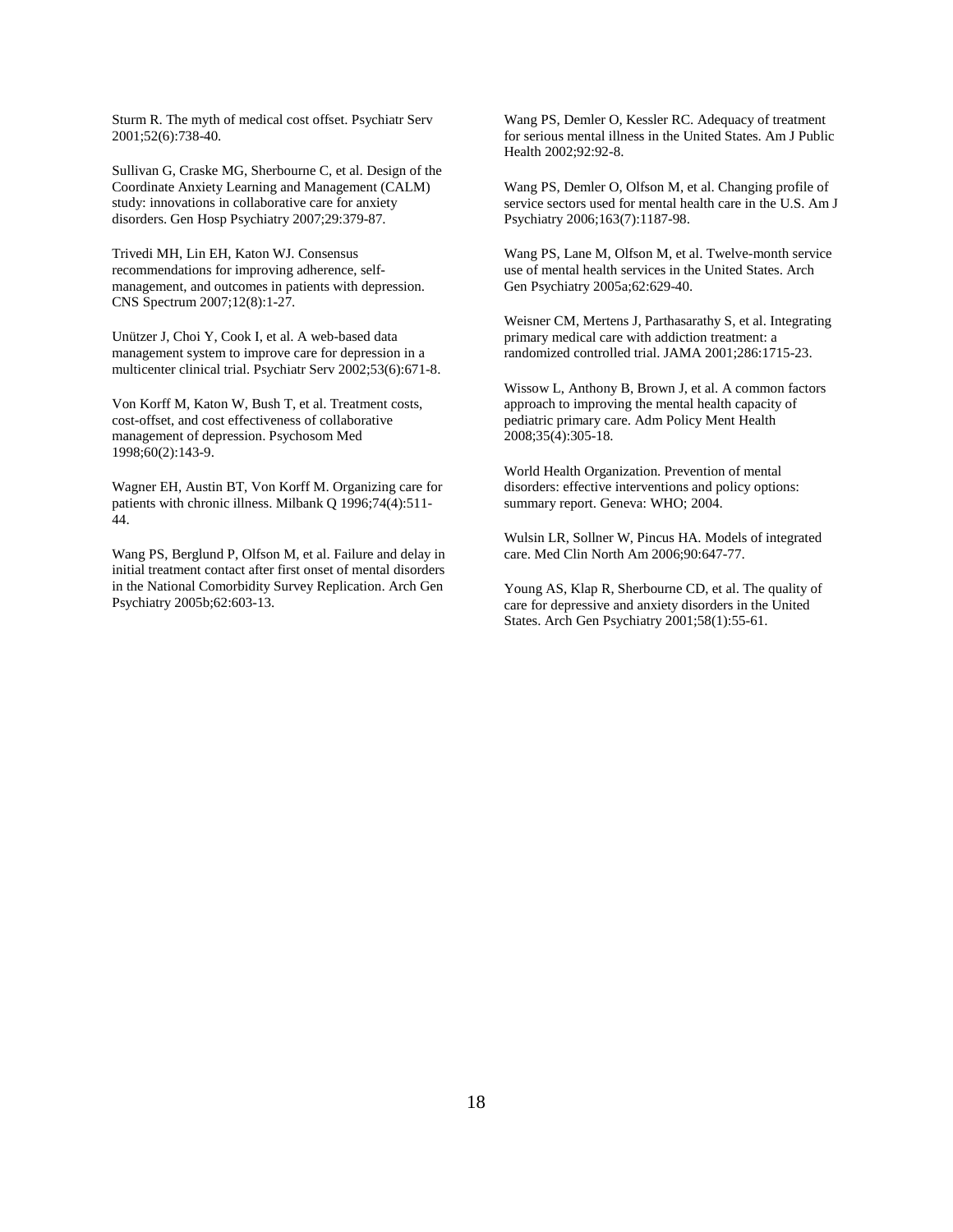Sturm R. The myth of medical cost offset. Psychiatr Serv 2001;52(6):738-40.

Sullivan G, Craske MG, Sherbourne C, et al. Design of the Coordinate Anxiety Learning and Management (CALM) study: innovations in collaborative care for anxiety disorders. Gen Hosp Psychiatry 2007;29:379-87.

Trivedi MH, Lin EH, Katon WJ. Consensus recommendations for improving adherence, self-management, and outcomes in patients with depression. CNS Spectrum 2007;12(8):1-27.

Unützer J, Choi Y, Cook I, et al. A web-based data management system to improve care for depression in a multicenter clinical trial. Psychiatr Serv 2002;53(6):671-8.

Von Korff M, Katon W, Bush T, et al. Treatment costs, cost-offset, and cost effectiveness of collaborative management of depression. Psychosom Med 1998;60(2):143-9.

Wagner EH, Austin BT, Von Korff M. Organizing care for patients with chronic illness. Milbank Q 1996;74(4):511-44.

Wang PS, Berglund P, Olfson M, et al. Failure and delay in initial treatment contact after first onset of mental disorders in the National Comorbidity Survey Replication. Arch Gen Psychiatry 2005b;62:603-13.

Wang PS, Demler O, Kessler RC. Adequacy of treatment for serious mental illness in the United States. Am J Public Health 2002;92:92-8.

Wang PS, Demler O, Olfson M, et al. Changing profile of service sectors used for mental health care in the U.S. Am J Psychiatry 2006;163(7):1187-98.

Wang PS, Lane M, Olfson M, et al. Twelve-month service use of mental health services in the United States. Arch Gen Psychiatry 2005a;62:629-40.

Weisner CM, Mertens J, Parthasarathy S, et al. Integrating primary medical care with addiction treatment: a randomized controlled trial. JAMA 2001;286:1715-23.

Wissow L, Anthony B, Brown J, et al. A common factors approach to improving the mental health capacity of pediatric primary care. Adm Policy Ment Health 2008;35(4):305-18.

World Health Organization. Prevention of mental disorders: effective interventions and policy options: summary report. Geneva: WHO; 2004.

Wulsin LR, Sollner W, Pincus HA. Models of integrated care. Med Clin North Am 2006;90:647-77.

Young AS, Klap R, Sherbourne CD, et al. The quality of care for depressive and anxiety disorders in the United States. Arch Gen Psychiatry 2001;58(1):55-61.